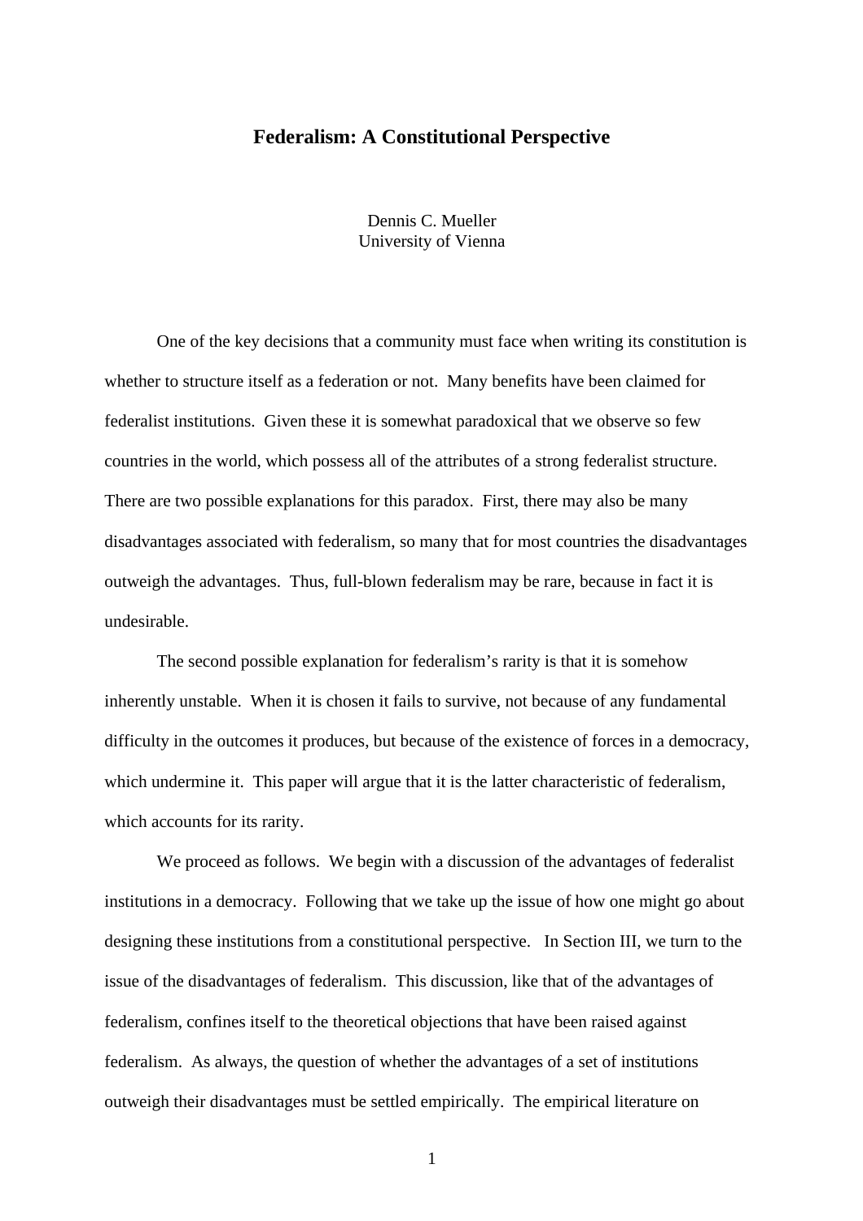# Federalism: A Constitutional Perspective

Dennis C. Mueller
University of Vienna

One of the key decisions that a community must face when writing its constitution is whether to structure itself as a federation or not. Many benefits have been claimed for federalist institutions. Given these it is somewhat paradoxical that we observe so few countries in the world, which possess all of the attributes of a strong federalist structure. There are two possible explanations for this paradox. First, there may also be many disadvantages associated with federalism, so many that for most countries the disadvantages outweigh the advantages. Thus, full-blown federalism may be rare, because in fact it is undesirable.

The second possible explanation for federalism's rarity is that it is somehow inherently unstable. When it is chosen it fails to survive, not because of any fundamental difficulty in the outcomes it produces, but because of the existence of forces in a democracy, which undermine it. This paper will argue that it is the latter characteristic of federalism, which accounts for its rarity.

We proceed as follows. We begin with a discussion of the advantages of federalist institutions in a democracy. Following that we take up the issue of how one might go about designing these institutions from a constitutional perspective. In Section III, we turn to the issue of the disadvantages of federalism. This discussion, like that of the advantages of federalism, confines itself to the theoretical objections that have been raised against federalism. As always, the question of whether the advantages of a set of institutions outweigh their disadvantages must be settled empirically. The empirical literature on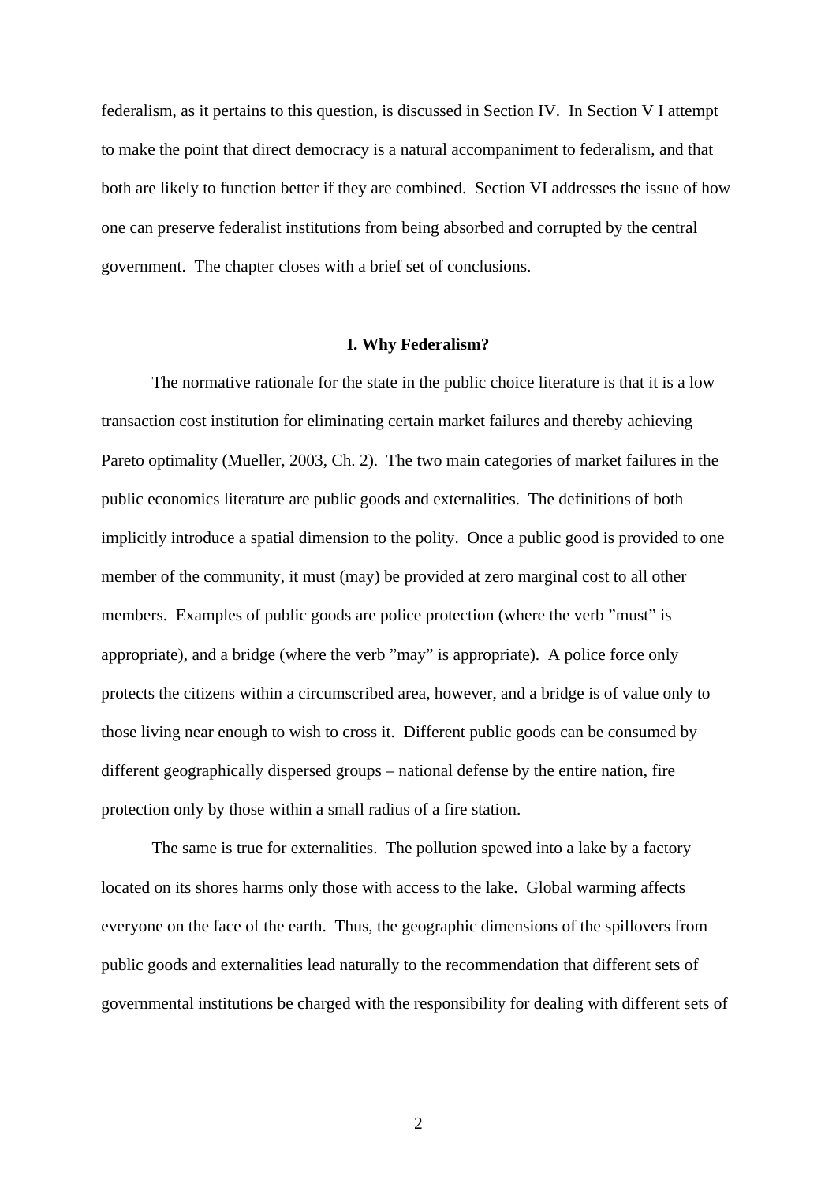federalism, as it pertains to this question, is discussed in Section IV. In Section V I attempt to make the point that direct democracy is a natural accompaniment to federalism, and that both are likely to function better if they are combined. Section VI addresses the issue of how one can preserve federalist institutions from being absorbed and corrupted by the central government. The chapter closes with a brief set of conclusions.

## I. Why Federalism?

The normative rationale for the state in the public choice literature is that it is a low transaction cost institution for eliminating certain market failures and thereby achieving Pareto optimality (Mueller, 2003, Ch. 2). The two main categories of market failures in the public economics literature are public goods and externalities. The definitions of both implicitly introduce a spatial dimension to the polity. Once a public good is provided to one member of the community, it must (may) be provided at zero marginal cost to all other members. Examples of public goods are police protection (where the verb "must" is appropriate), and a bridge (where the verb "may" is appropriate). A police force only protects the citizens within a circumscribed area, however, and a bridge is of value only to those living near enough to wish to cross it. Different public goods can be consumed by different geographically dispersed groups – national defense by the entire nation, fire protection only by those within a small radius of a fire station.

The same is true for externalities. The pollution spewed into a lake by a factory located on its shores harms only those with access to the lake. Global warming affects everyone on the face of the earth. Thus, the geographic dimensions of the spillovers from public goods and externalities lead naturally to the recommendation that different sets of governmental institutions be charged with the responsibility for dealing with different sets of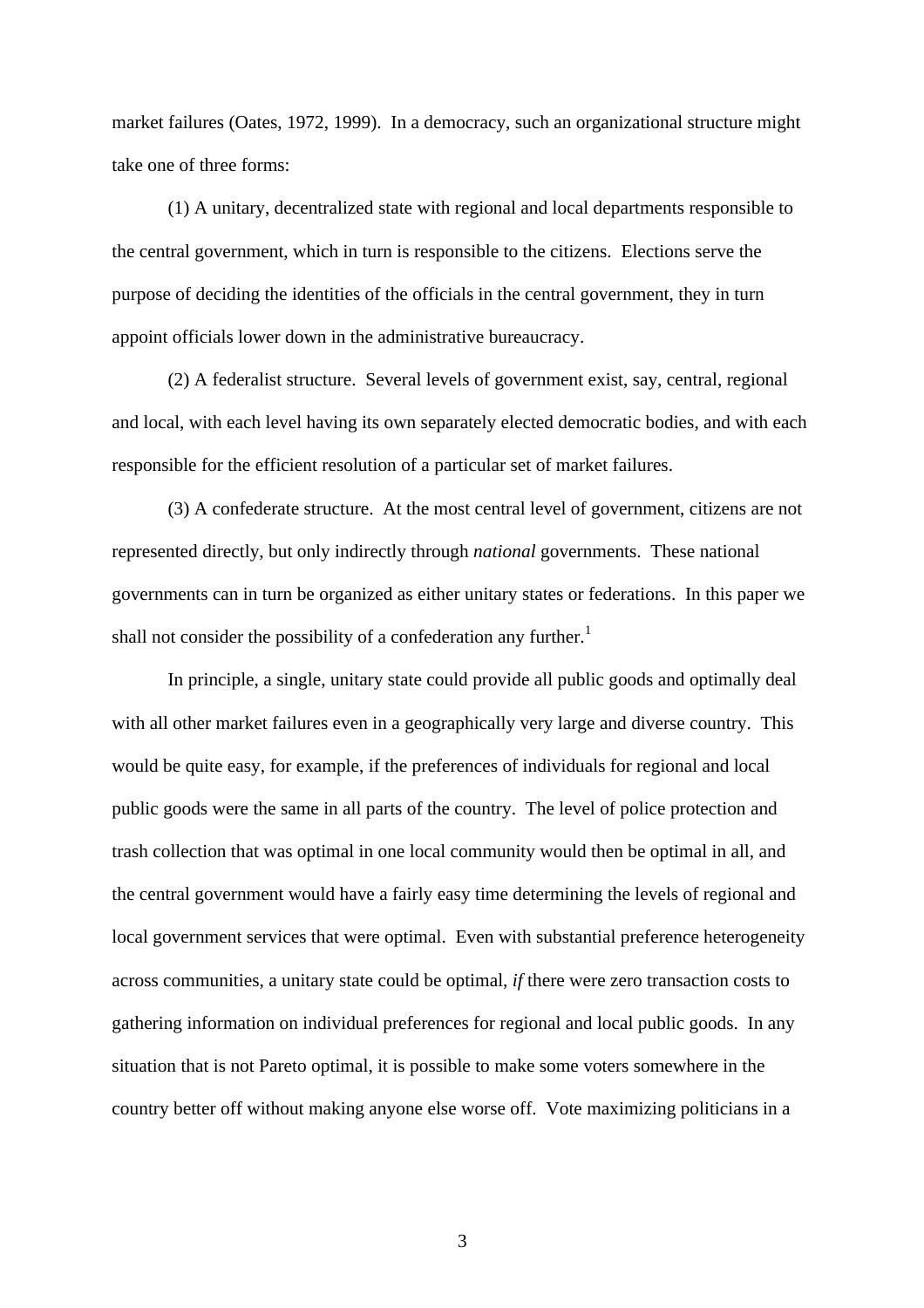market failures (Oates, 1972, 1999). In a democracy, such an organizational structure might take one of three forms:

(1) A unitary, decentralized state with regional and local departments responsible to the central government, which in turn is responsible to the citizens. Elections serve the purpose of deciding the identities of the officials in the central government, they in turn appoint officials lower down in the administrative bureaucracy.

(2) A federalist structure. Several levels of government exist, say, central, regional and local, with each level having its own separately elected democratic bodies, and with each responsible for the efficient resolution of a particular set of market failures.

(3) A confederate structure. At the most central level of government, citizens are not represented directly, but only indirectly through *national* governments. These national governments can in turn be organized as either unitary states or federations. In this paper we shall not consider the possibility of a confederation any further.[1]

In principle, a single, unitary state could provide all public goods and optimally deal with all other market failures even in a geographically very large and diverse country. This would be quite easy, for example, if the preferences of individuals for regional and local public goods were the same in all parts of the country. The level of police protection and trash collection that was optimal in one local community would then be optimal in all, and the central government would have a fairly easy time determining the levels of regional and local government services that were optimal. Even with substantial preference heterogeneity across communities, a unitary state could be optimal, *if* there were zero transaction costs to gathering information on individual preferences for regional and local public goods. In any situation that is not Pareto optimal, it is possible to make some voters somewhere in the country better off without making anyone else worse off. Vote maximizing politicians in a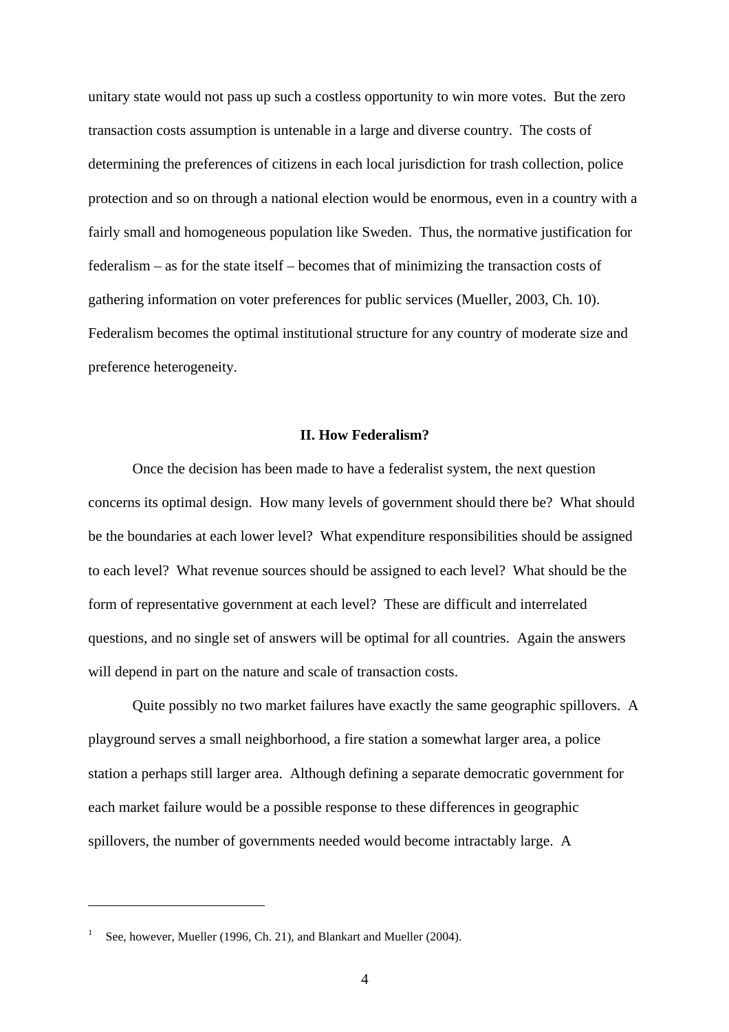unitary state would not pass up such a costless opportunity to win more votes. But the zero transaction costs assumption is untenable in a large and diverse country. The costs of determining the preferences of citizens in each local jurisdiction for trash collection, police protection and so on through a national election would be enormous, even in a country with a fairly small and homogeneous population like Sweden. Thus, the normative justification for federalism – as for the state itself – becomes that of minimizing the transaction costs of gathering information on voter preferences for public services (Mueller, 2003, Ch. 10). Federalism becomes the optimal institutional structure for any country of moderate size and preference heterogeneity.

## II. How Federalism?

Once the decision has been made to have a federalist system, the next question concerns its optimal design. How many levels of government should there be? What should be the boundaries at each lower level? What expenditure responsibilities should be assigned to each level? What revenue sources should be assigned to each level? What should be the form of representative government at each level? These are difficult and interrelated questions, and no single set of answers will be optimal for all countries. Again the answers will depend in part on the nature and scale of transaction costs.

Quite possibly no two market failures have exactly the same geographic spillovers. A playground serves a small neighborhood, a fire station a somewhat larger area, a police station a perhaps still larger area. Although defining a separate democratic government for each market failure would be a possible response to these differences in geographic spillovers, the number of governments needed would become intractably large. A

---

[1] See, however, Mueller (1996, Ch. 21), and Blankart and Mueller (2004).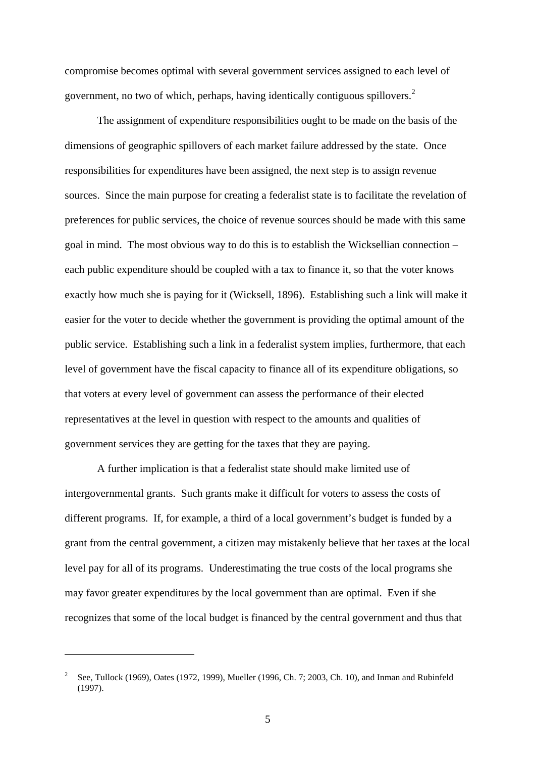compromise becomes optimal with several government services assigned to each level of government, no two of which, perhaps, having identically contiguous spillovers.[2]

The assignment of expenditure responsibilities ought to be made on the basis of the dimensions of geographic spillovers of each market failure addressed by the state. Once responsibilities for expenditures have been assigned, the next step is to assign revenue sources. Since the main purpose for creating a federalist state is to facilitate the revelation of preferences for public services, the choice of revenue sources should be made with this same goal in mind. The most obvious way to do this is to establish the Wicksellian connection – each public expenditure should be coupled with a tax to finance it, so that the voter knows exactly how much she is paying for it (Wicksell, 1896). Establishing such a link will make it easier for the voter to decide whether the government is providing the optimal amount of the public service. Establishing such a link in a federalist system implies, furthermore, that each level of government have the fiscal capacity to finance all of its expenditure obligations, so that voters at every level of government can assess the performance of their elected representatives at the level in question with respect to the amounts and qualities of government services they are getting for the taxes that they are paying.

A further implication is that a federalist state should make limited use of intergovernmental grants. Such grants make it difficult for voters to assess the costs of different programs. If, for example, a third of a local government's budget is funded by a grant from the central government, a citizen may mistakenly believe that her taxes at the local level pay for all of its programs. Underestimating the true costs of the local programs she may favor greater expenditures by the local government than are optimal. Even if she recognizes that some of the local budget is financed by the central government and thus that

---

[2] See, Tullock (1969), Oates (1972, 1999), Mueller (1996, Ch. 7; 2003, Ch. 10), and Inman and Rubinfeld (1997).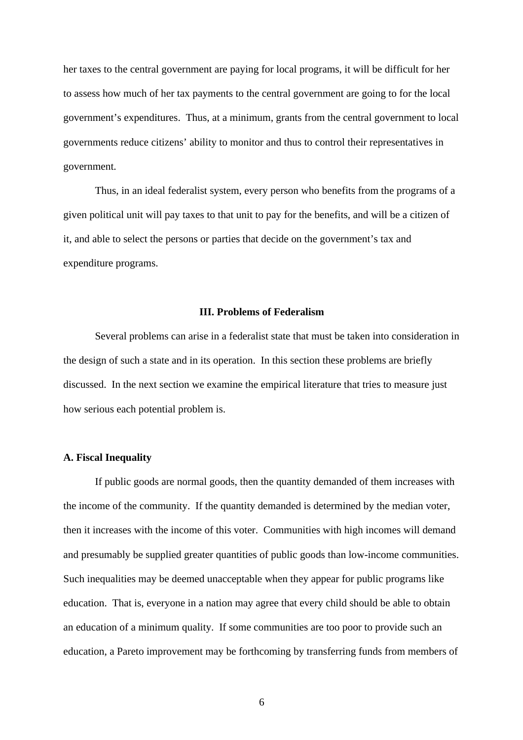her taxes to the central government are paying for local programs, it will be difficult for her to assess how much of her tax payments to the central government are going to for the local government's expenditures. Thus, at a minimum, grants from the central government to local governments reduce citizens' ability to monitor and thus to control their representatives in government.

Thus, in an ideal federalist system, every person who benefits from the programs of a given political unit will pay taxes to that unit to pay for the benefits, and will be a citizen of it, and able to select the persons or parties that decide on the government's tax and expenditure programs.

## III. Problems of Federalism

Several problems can arise in a federalist state that must be taken into consideration in the design of such a state and in its operation. In this section these problems are briefly discussed. In the next section we examine the empirical literature that tries to measure just how serious each potential problem is.

### A. Fiscal Inequality

If public goods are normal goods, then the quantity demanded of them increases with the income of the community. If the quantity demanded is determined by the median voter, then it increases with the income of this voter. Communities with high incomes will demand and presumably be supplied greater quantities of public goods than low-income communities. Such inequalities may be deemed unacceptable when they appear for public programs like education. That is, everyone in a nation may agree that every child should be able to obtain an education of a minimum quality. If some communities are too poor to provide such an education, a Pareto improvement may be forthcoming by transferring funds from members of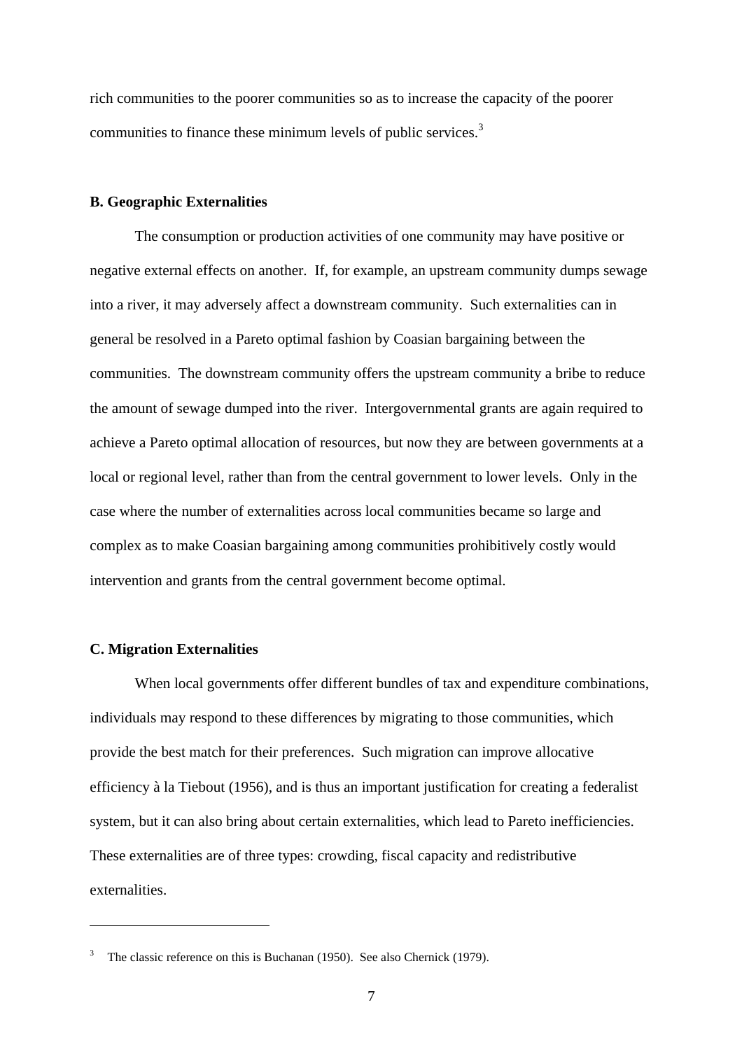rich communities to the poorer communities so as to increase the capacity of the poorer communities to finance these minimum levels of public services.[3]

### B. Geographic Externalities

The consumption or production activities of one community may have positive or negative external effects on another. If, for example, an upstream community dumps sewage into a river, it may adversely affect a downstream community. Such externalities can in general be resolved in a Pareto optimal fashion by Coasian bargaining between the communities. The downstream community offers the upstream community a bribe to reduce the amount of sewage dumped into the river. Intergovernmental grants are again required to achieve a Pareto optimal allocation of resources, but now they are between governments at a local or regional level, rather than from the central government to lower levels. Only in the case where the number of externalities across local communities became so large and complex as to make Coasian bargaining among communities prohibitively costly would intervention and grants from the central government become optimal.

### C. Migration Externalities

When local governments offer different bundles of tax and expenditure combinations, individuals may respond to these differences by migrating to those communities, which provide the best match for their preferences. Such migration can improve allocative efficiency à la Tiebout (1956), and is thus an important justification for creating a federalist system, but it can also bring about certain externalities, which lead to Pareto inefficiencies. These externalities are of three types: crowding, fiscal capacity and redistributive externalities.

---

[3] The classic reference on this is Buchanan (1950). See also Chernick (1979).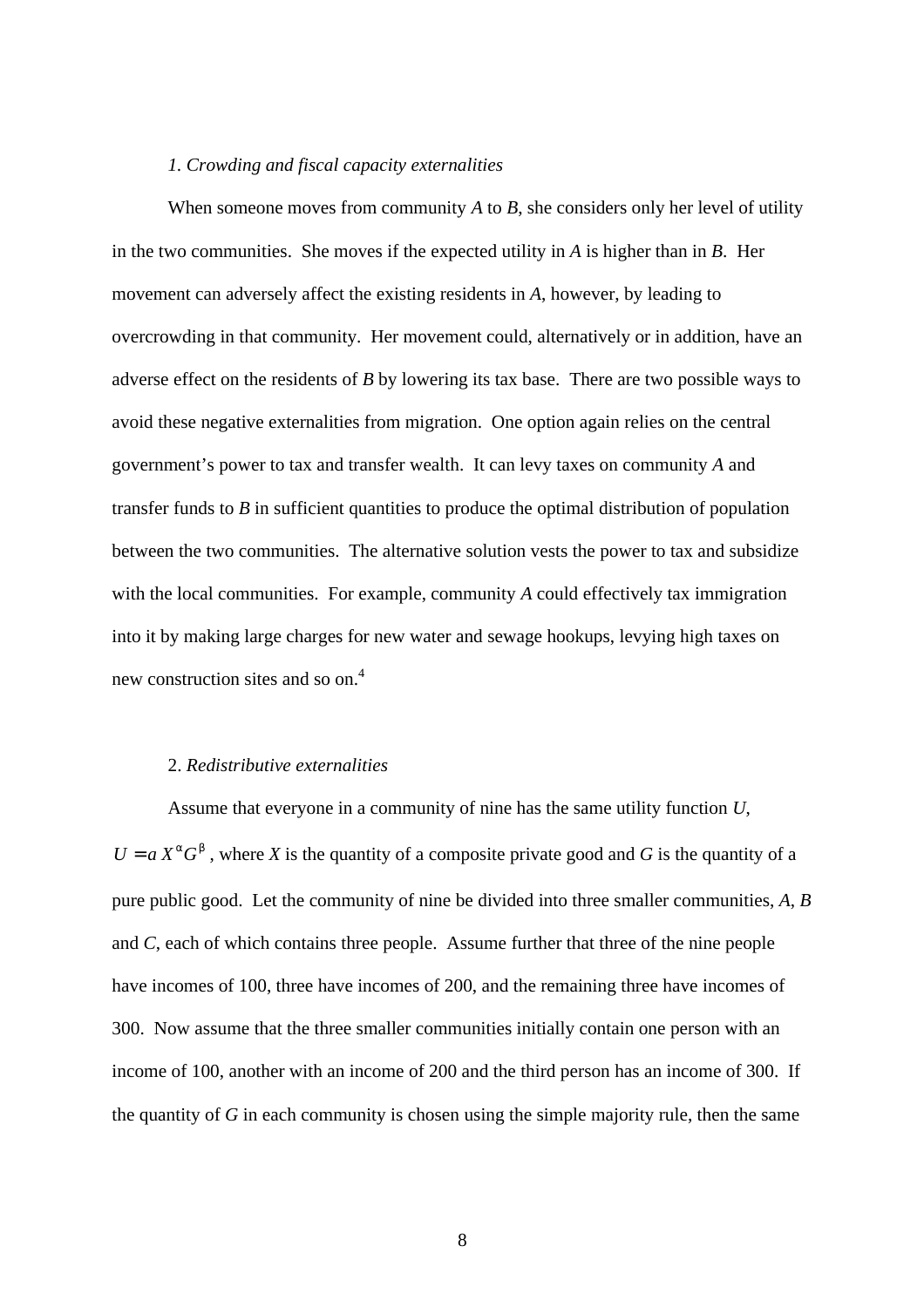*1. Crowding and fiscal capacity externalities*

When someone moves from community *A* to *B*, she considers only her level of utility in the two communities. She moves if the expected utility in *A* is higher than in *B*. Her movement can adversely affect the existing residents in *A*, however, by leading to overcrowding in that community. Her movement could, alternatively or in addition, have an adverse effect on the residents of *B* by lowering its tax base. There are two possible ways to avoid these negative externalities from migration. One option again relies on the central government's power to tax and transfer wealth. It can levy taxes on community *A* and transfer funds to *B* in sufficient quantities to produce the optimal distribution of population between the two communities. The alternative solution vests the power to tax and subsidize with the local communities. For example, community *A* could effectively tax immigration into it by making large charges for new water and sewage hookups, levying high taxes on new construction sites and so on.[4]

2. *Redistributive externalities*

Assume that everyone in a community of nine has the same utility function *U*, $U = a X^{\alpha} G^{\beta}$, where *X* is the quantity of a composite private good and *G* is the quantity of a pure public good. Let the community of nine be divided into three smaller communities, *A*, *B* and *C*, each of which contains three people. Assume further that three of the nine people have incomes of 100, three have incomes of 200, and the remaining three have incomes of 300. Now assume that the three smaller communities initially contain one person with an income of 100, another with an income of 200 and the third person has an income of 300. If the quantity of *G* in each community is chosen using the simple majority rule, then the same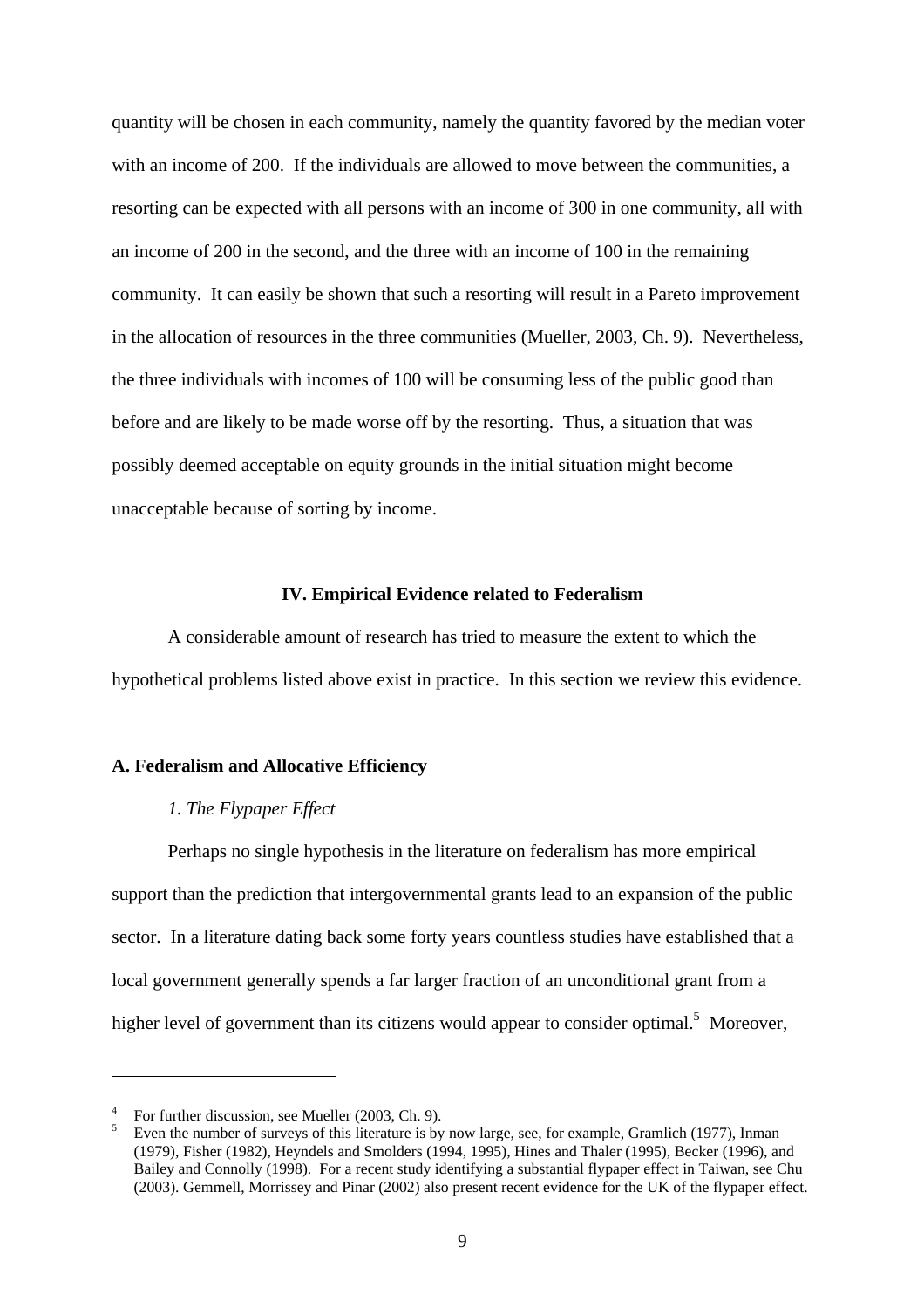quantity will be chosen in each community, namely the quantity favored by the median voter with an income of 200. If the individuals are allowed to move between the communities, a resorting can be expected with all persons with an income of 300 in one community, all with an income of 200 in the second, and the three with an income of 100 in the remaining community. It can easily be shown that such a resorting will result in a Pareto improvement in the allocation of resources in the three communities (Mueller, 2003, Ch. 9). Nevertheless, the three individuals with incomes of 100 will be consuming less of the public good than before and are likely to be made worse off by the resorting. Thus, a situation that was possibly deemed acceptable on equity grounds in the initial situation might become unacceptable because of sorting by income.

## IV. Empirical Evidence related to Federalism

A considerable amount of research has tried to measure the extent to which the hypothetical problems listed above exist in practice. In this section we review this evidence.

### A. Federalism and Allocative Efficiency

#### *1. The Flypaper Effect*

Perhaps no single hypothesis in the literature on federalism has more empirical support than the prediction that intergovernmental grants lead to an expansion of the public sector. In a literature dating back some forty years countless studies have established that a local government generally spends a far larger fraction of an unconditional grant from a higher level of government than its citizens would appear to consider optimal.[5] Moreover,

---

[4] For further discussion, see Mueller (2003, Ch. 9).

[5] Even the number of surveys of this literature is by now large, see, for example, Gramlich (1977), Inman (1979), Fisher (1982), Heyndels and Smolders (1994, 1995), Hines and Thaler (1995), Becker (1996), and Bailey and Connolly (1998). For a recent study identifying a substantial flypaper effect in Taiwan, see Chu (2003). Gemmell, Morrissey and Pinar (2002) also present recent evidence for the UK of the flypaper effect.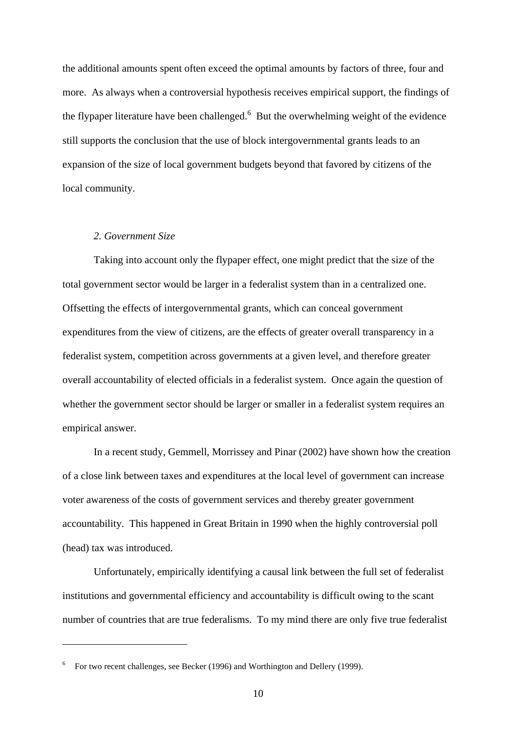the additional amounts spent often exceed the optimal amounts by factors of three, four and more. As always when a controversial hypothesis receives empirical support, the findings of the flypaper literature have been challenged.[6] But the overwhelming weight of the evidence still supports the conclusion that the use of block intergovernmental grants leads to an expansion of the size of local government budgets beyond that favored by citizens of the local community.

*2. Government Size*

Taking into account only the flypaper effect, one might predict that the size of the total government sector would be larger in a federalist system than in a centralized one. Offsetting the effects of intergovernmental grants, which can conceal government expenditures from the view of citizens, are the effects of greater overall transparency in a federalist system, competition across governments at a given level, and therefore greater overall accountability of elected officials in a federalist system. Once again the question of whether the government sector should be larger or smaller in a federalist system requires an empirical answer.

In a recent study, Gemmell, Morrissey and Pinar (2002) have shown how the creation of a close link between taxes and expenditures at the local level of government can increase voter awareness of the costs of government services and thereby greater government accountability. This happened in Great Britain in 1990 when the highly controversial poll (head) tax was introduced.

Unfortunately, empirically identifying a causal link between the full set of federalist institutions and governmental efficiency and accountability is difficult owing to the scant number of countries that are true federalisms. To my mind there are only five true federalist

[6] For two recent challenges, see Becker (1996) and Worthington and Dellery (1999).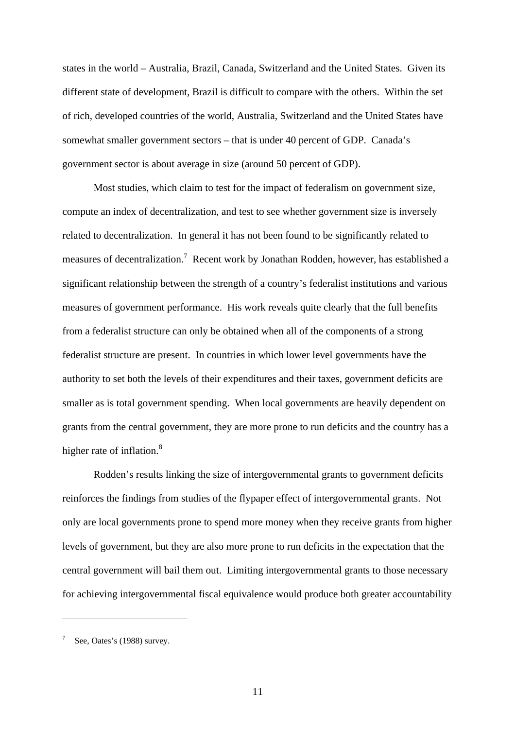states in the world – Australia, Brazil, Canada, Switzerland and the United States. Given its different state of development, Brazil is difficult to compare with the others. Within the set of rich, developed countries of the world, Australia, Switzerland and the United States have somewhat smaller government sectors – that is under 40 percent of GDP. Canada's government sector is about average in size (around 50 percent of GDP).

Most studies, which claim to test for the impact of federalism on government size, compute an index of decentralization, and test to see whether government size is inversely related to decentralization. In general it has not been found to be significantly related to measures of decentralization.[7] Recent work by Jonathan Rodden, however, has established a significant relationship between the strength of a country's federalist institutions and various measures of government performance. His work reveals quite clearly that the full benefits from a federalist structure can only be obtained when all of the components of a strong federalist structure are present. In countries in which lower level governments have the authority to set both the levels of their expenditures and their taxes, government deficits are smaller as is total government spending. When local governments are heavily dependent on grants from the central government, they are more prone to run deficits and the country has a higher rate of inflation.[8]

Rodden's results linking the size of intergovernmental grants to government deficits reinforces the findings from studies of the flypaper effect of intergovernmental grants. Not only are local governments prone to spend more money when they receive grants from higher levels of government, but they are also more prone to run deficits in the expectation that the central government will bail them out. Limiting intergovernmental grants to those necessary for achieving intergovernmental fiscal equivalence would produce both greater accountability

---

[7] See, Oates's (1988) survey.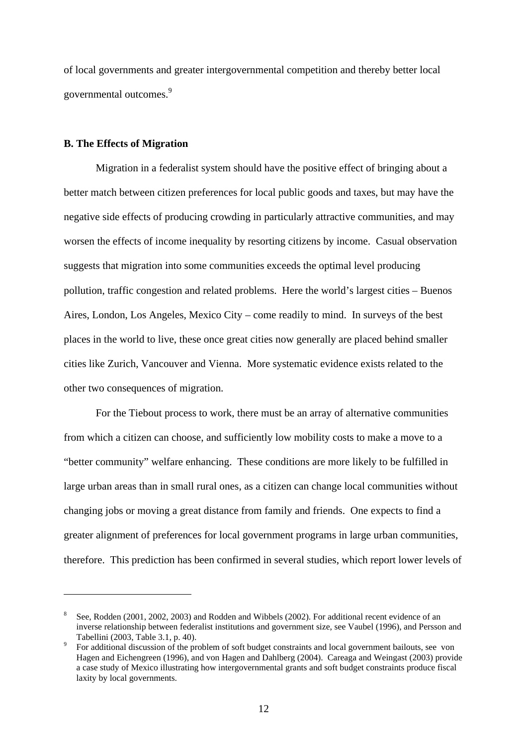of local governments and greater intergovernmental competition and thereby better local governmental outcomes.[9]

**B. The Effects of Migration**

Migration in a federalist system should have the positive effect of bringing about a better match between citizen preferences for local public goods and taxes, but may have the negative side effects of producing crowding in particularly attractive communities, and may worsen the effects of income inequality by resorting citizens by income. Casual observation suggests that migration into some communities exceeds the optimal level producing pollution, traffic congestion and related problems. Here the world's largest cities – Buenos Aires, London, Los Angeles, Mexico City – come readily to mind. In surveys of the best places in the world to live, these once great cities now generally are placed behind smaller cities like Zurich, Vancouver and Vienna. More systematic evidence exists related to the other two consequences of migration.

For the Tiebout process to work, there must be an array of alternative communities from which a citizen can choose, and sufficiently low mobility costs to make a move to a "better community" welfare enhancing. These conditions are more likely to be fulfilled in large urban areas than in small rural ones, as a citizen can change local communities without changing jobs or moving a great distance from family and friends. One expects to find a greater alignment of preferences for local government programs in large urban communities, therefore. This prediction has been confirmed in several studies, which report lower levels of

---

[8] See, Rodden (2001, 2002, 2003) and Rodden and Wibbels (2002). For additional recent evidence of an inverse relationship between federalist institutions and government size, see Vaubel (1996), and Persson and Tabellini (2003, Table 3.1, p. 40).

[9] For additional discussion of the problem of soft budget constraints and local government bailouts, see von Hagen and Eichengreen (1996), and von Hagen and Dahlberg (2004). Careaga and Weingast (2003) provide a case study of Mexico illustrating how intergovernmental grants and soft budget constraints produce fiscal laxity by local governments.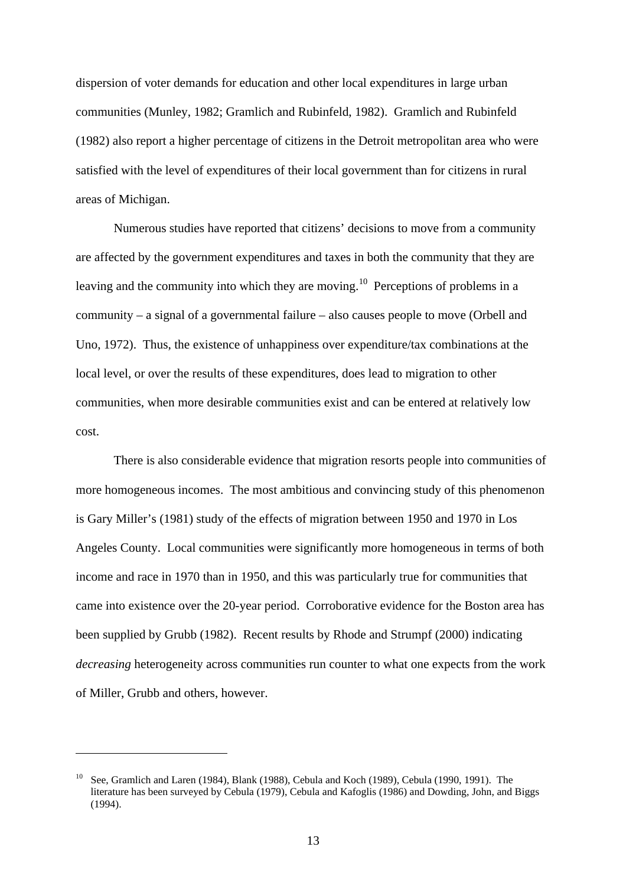dispersion of voter demands for education and other local expenditures in large urban communities (Munley, 1982; Gramlich and Rubinfeld, 1982). Gramlich and Rubinfeld (1982) also report a higher percentage of citizens in the Detroit metropolitan area who were satisfied with the level of expenditures of their local government than for citizens in rural areas of Michigan.

Numerous studies have reported that citizens' decisions to move from a community are affected by the government expenditures and taxes in both the community that they are leaving and the community into which they are moving.[10] Perceptions of problems in a community – a signal of a governmental failure – also causes people to move (Orbell and Uno, 1972). Thus, the existence of unhappiness over expenditure/tax combinations at the local level, or over the results of these expenditures, does lead to migration to other communities, when more desirable communities exist and can be entered at relatively low cost.

There is also considerable evidence that migration resorts people into communities of more homogeneous incomes. The most ambitious and convincing study of this phenomenon is Gary Miller's (1981) study of the effects of migration between 1950 and 1970 in Los Angeles County. Local communities were significantly more homogeneous in terms of both income and race in 1970 than in 1950, and this was particularly true for communities that came into existence over the 20-year period. Corroborative evidence for the Boston area has been supplied by Grubb (1982). Recent results by Rhode and Strumpf (2000) indicating *decreasing* heterogeneity across communities run counter to what one expects from the work of Miller, Grubb and others, however.

---

[10] See, Gramlich and Laren (1984), Blank (1988), Cebula and Koch (1989), Cebula (1990, 1991). The literature has been surveyed by Cebula (1979), Cebula and Kafoglis (1986) and Dowding, John, and Biggs (1994).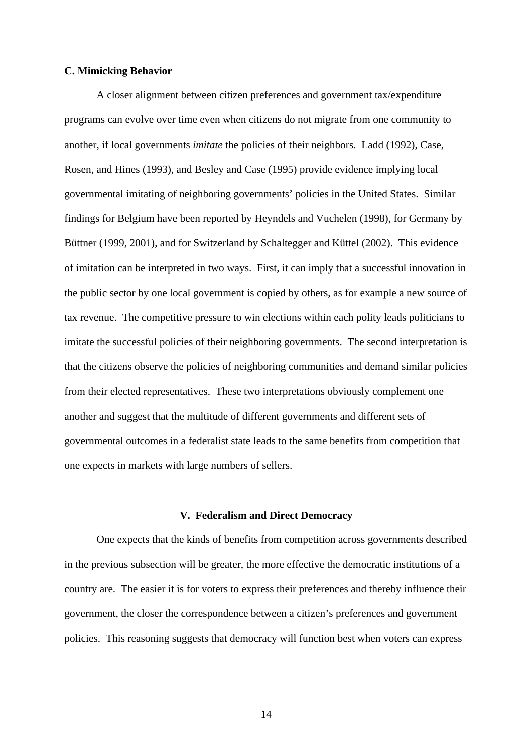### C. Mimicking Behavior

A closer alignment between citizen preferences and government tax/expenditure programs can evolve over time even when citizens do not migrate from one community to another, if local governments *imitate* the policies of their neighbors. Ladd (1992), Case, Rosen, and Hines (1993), and Besley and Case (1995) provide evidence implying local governmental imitating of neighboring governments' policies in the United States. Similar findings for Belgium have been reported by Heyndels and Vuchelen (1998), for Germany by Büttner (1999, 2001), and for Switzerland by Schaltegger and Küttel (2002). This evidence of imitation can be interpreted in two ways. First, it can imply that a successful innovation in the public sector by one local government is copied by others, as for example a new source of tax revenue. The competitive pressure to win elections within each polity leads politicians to imitate the successful policies of their neighboring governments. The second interpretation is that the citizens observe the policies of neighboring communities and demand similar policies from their elected representatives. These two interpretations obviously complement one another and suggest that the multitude of different governments and different sets of governmental outcomes in a federalist state leads to the same benefits from competition that one expects in markets with large numbers of sellers.

## V. Federalism and Direct Democracy

One expects that the kinds of benefits from competition across governments described in the previous subsection will be greater, the more effective the democratic institutions of a country are. The easier it is for voters to express their preferences and thereby influence their government, the closer the correspondence between a citizen's preferences and government policies. This reasoning suggests that democracy will function best when voters can express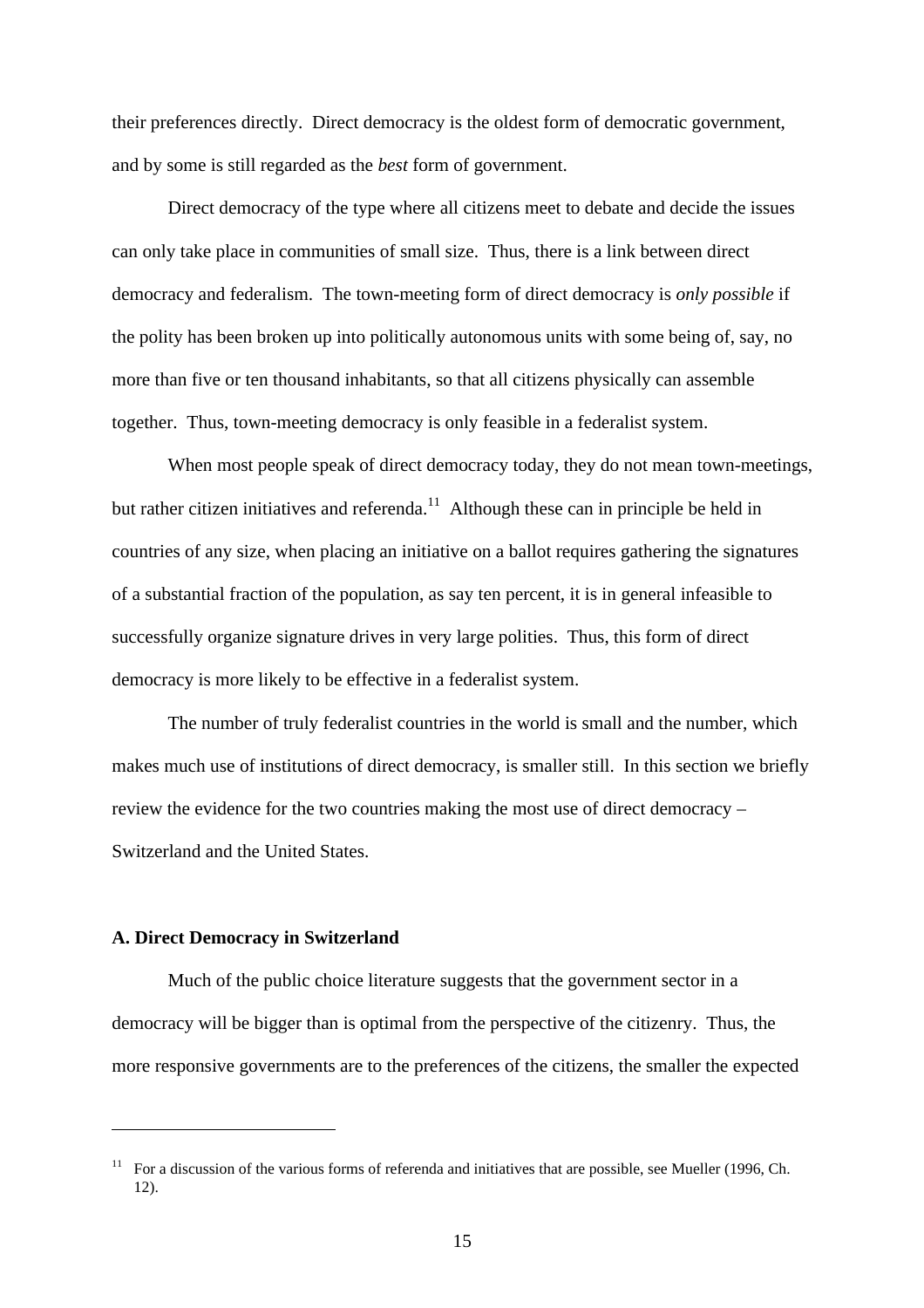their preferences directly. Direct democracy is the oldest form of democratic government, and by some is still regarded as the *best* form of government.

Direct democracy of the type where all citizens meet to debate and decide the issues can only take place in communities of small size. Thus, there is a link between direct democracy and federalism. The town-meeting form of direct democracy is *only possible* if the polity has been broken up into politically autonomous units with some being of, say, no more than five or ten thousand inhabitants, so that all citizens physically can assemble together. Thus, town-meeting democracy is only feasible in a federalist system.

When most people speak of direct democracy today, they do not mean town-meetings, but rather citizen initiatives and referenda.[11] Although these can in principle be held in countries of any size, when placing an initiative on a ballot requires gathering the signatures of a substantial fraction of the population, as say ten percent, it is in general infeasible to successfully organize signature drives in very large polities. Thus, this form of direct democracy is more likely to be effective in a federalist system.

The number of truly federalist countries in the world is small and the number, which makes much use of institutions of direct democracy, is smaller still. In this section we briefly review the evidence for the two countries making the most use of direct democracy – Switzerland and the United States.

### A. Direct Democracy in Switzerland

Much of the public choice literature suggests that the government sector in a democracy will be bigger than is optimal from the perspective of the citizenry. Thus, the more responsive governments are to the preferences of the citizens, the smaller the expected

---

[11] For a discussion of the various forms of referenda and initiatives that are possible, see Mueller (1996, Ch. 12).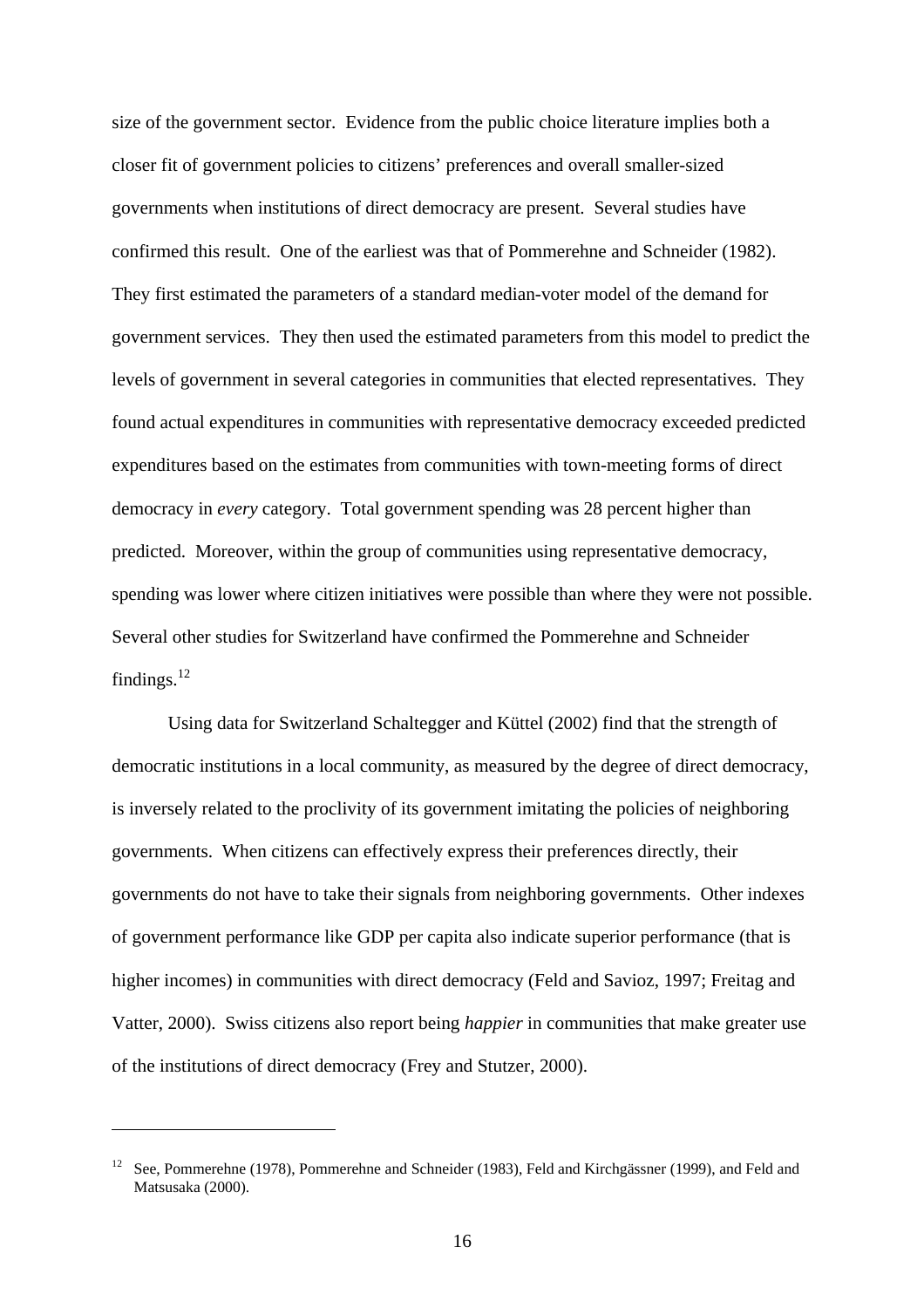size of the government sector. Evidence from the public choice literature implies both a closer fit of government policies to citizens' preferences and overall smaller-sized governments when institutions of direct democracy are present. Several studies have confirmed this result. One of the earliest was that of Pommerehne and Schneider (1982). They first estimated the parameters of a standard median-voter model of the demand for government services. They then used the estimated parameters from this model to predict the levels of government in several categories in communities that elected representatives. They found actual expenditures in communities with representative democracy exceeded predicted expenditures based on the estimates from communities with town-meeting forms of direct democracy in *every* category. Total government spending was 28 percent higher than predicted. Moreover, within the group of communities using representative democracy, spending was lower where citizen initiatives were possible than where they were not possible. Several other studies for Switzerland have confirmed the Pommerehne and Schneider findings.[12]

Using data for Switzerland Schaltegger and Küttel (2002) find that the strength of democratic institutions in a local community, as measured by the degree of direct democracy, is inversely related to the proclivity of its government imitating the policies of neighboring governments. When citizens can effectively express their preferences directly, their governments do not have to take their signals from neighboring governments. Other indexes of government performance like GDP per capita also indicate superior performance (that is higher incomes) in communities with direct democracy (Feld and Savioz, 1997; Freitag and Vatter, 2000). Swiss citizens also report being *happier* in communities that make greater use of the institutions of direct democracy (Frey and Stutzer, 2000).

---

[12] See, Pommerehne (1978), Pommerehne and Schneider (1983), Feld and Kirchgässner (1999), and Feld and Matsusaka (2000).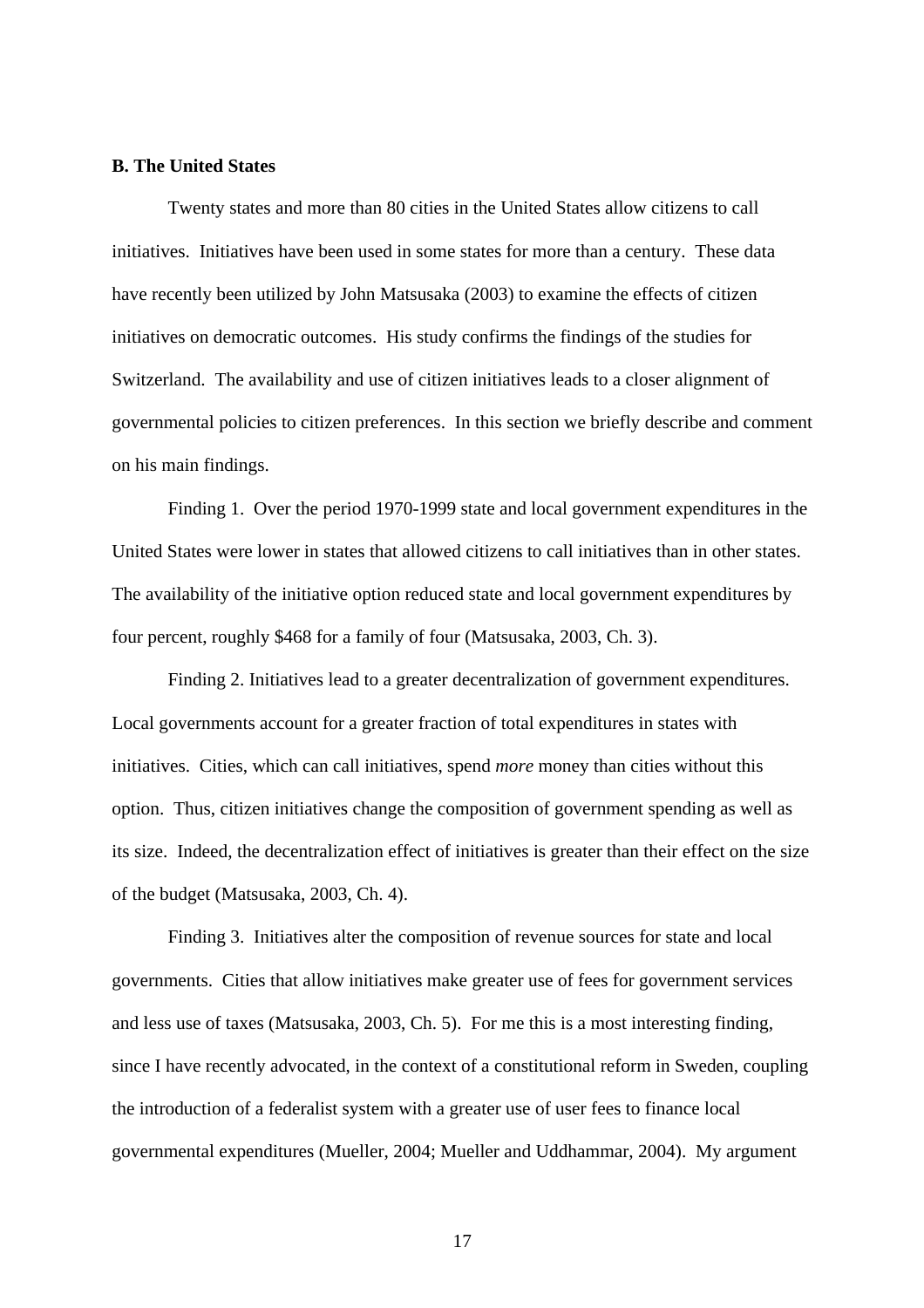**B. The United States**

Twenty states and more than 80 cities in the United States allow citizens to call initiatives. Initiatives have been used in some states for more than a century. These data have recently been utilized by John Matsusaka (2003) to examine the effects of citizen initiatives on democratic outcomes. His study confirms the findings of the studies for Switzerland. The availability and use of citizen initiatives leads to a closer alignment of governmental policies to citizen preferences. In this section we briefly describe and comment on his main findings.

Finding 1. Over the period 1970-1999 state and local government expenditures in the United States were lower in states that allowed citizens to call initiatives than in other states. The availability of the initiative option reduced state and local government expenditures by four percent, roughly $468 for a family of four (Matsusaka, 2003, Ch. 3).

Finding 2. Initiatives lead to a greater decentralization of government expenditures. Local governments account for a greater fraction of total expenditures in states with initiatives. Cities, which can call initiatives, spend *more* money than cities without this option. Thus, citizen initiatives change the composition of government spending as well as its size. Indeed, the decentralization effect of initiatives is greater than their effect on the size of the budget (Matsusaka, 2003, Ch. 4).

Finding 3. Initiatives alter the composition of revenue sources for state and local governments. Cities that allow initiatives make greater use of fees for government services and less use of taxes (Matsusaka, 2003, Ch. 5). For me this is a most interesting finding, since I have recently advocated, in the context of a constitutional reform in Sweden, coupling the introduction of a federalist system with a greater use of user fees to finance local governmental expenditures (Mueller, 2004; Mueller and Uddhammar, 2004). My argument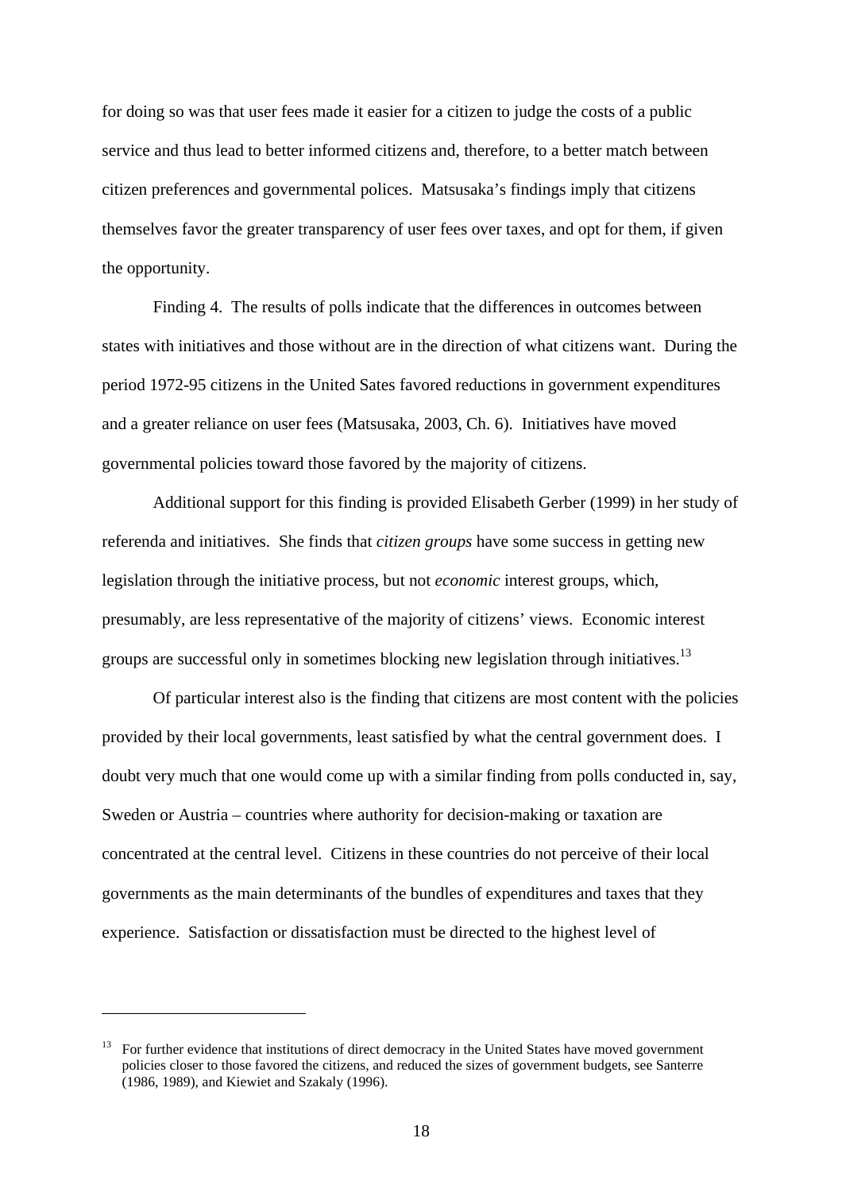for doing so was that user fees made it easier for a citizen to judge the costs of a public service and thus lead to better informed citizens and, therefore, to a better match between citizen preferences and governmental polices. Matsusaka's findings imply that citizens themselves favor the greater transparency of user fees over taxes, and opt for them, if given the opportunity.

Finding 4. The results of polls indicate that the differences in outcomes between states with initiatives and those without are in the direction of what citizens want. During the period 1972-95 citizens in the United Sates favored reductions in government expenditures and a greater reliance on user fees (Matsusaka, 2003, Ch. 6). Initiatives have moved governmental policies toward those favored by the majority of citizens.

Additional support for this finding is provided Elisabeth Gerber (1999) in her study of referenda and initiatives. She finds that *citizen groups* have some success in getting new legislation through the initiative process, but not *economic* interest groups, which, presumably, are less representative of the majority of citizens' views. Economic interest groups are successful only in sometimes blocking new legislation through initiatives.[13]

Of particular interest also is the finding that citizens are most content with the policies provided by their local governments, least satisfied by what the central government does. I doubt very much that one would come up with a similar finding from polls conducted in, say, Sweden or Austria – countries where authority for decision-making or taxation are concentrated at the central level. Citizens in these countries do not perceive of their local governments as the main determinants of the bundles of expenditures and taxes that they experience. Satisfaction or dissatisfaction must be directed to the highest level of

---

[13] For further evidence that institutions of direct democracy in the United States have moved government policies closer to those favored the citizens, and reduced the sizes of government budgets, see Santerre (1986, 1989), and Kiewiet and Szakaly (1996).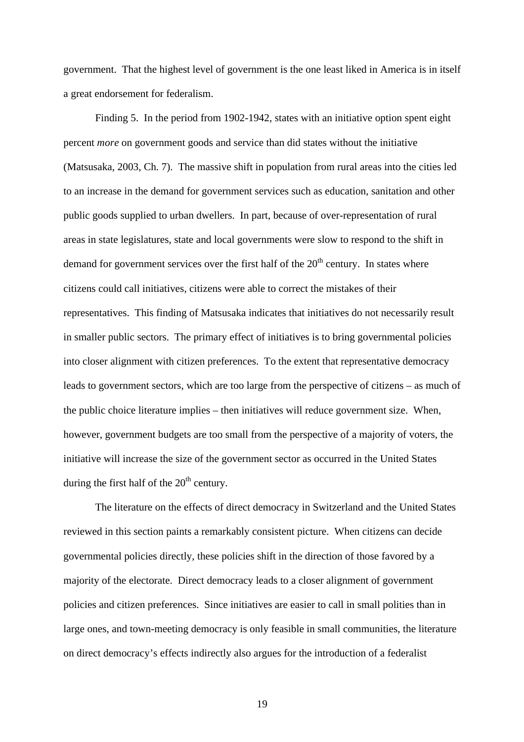government. That the highest level of government is the one least liked in America is in itself a great endorsement for federalism.

Finding 5. In the period from 1902-1942, states with an initiative option spent eight percent *more* on government goods and service than did states without the initiative (Matsusaka, 2003, Ch. 7). The massive shift in population from rural areas into the cities led to an increase in the demand for government services such as education, sanitation and other public goods supplied to urban dwellers. In part, because of over-representation of rural areas in state legislatures, state and local governments were slow to respond to the shift in demand for government services over the first half of the 20th century. In states where citizens could call initiatives, citizens were able to correct the mistakes of their representatives. This finding of Matsusaka indicates that initiatives do not necessarily result in smaller public sectors. The primary effect of initiatives is to bring governmental policies into closer alignment with citizen preferences. To the extent that representative democracy leads to government sectors, which are too large from the perspective of citizens – as much of the public choice literature implies – then initiatives will reduce government size. When, however, government budgets are too small from the perspective of a majority of voters, the initiative will increase the size of the government sector as occurred in the United States during the first half of the 20th century.

The literature on the effects of direct democracy in Switzerland and the United States reviewed in this section paints a remarkably consistent picture. When citizens can decide governmental policies directly, these policies shift in the direction of those favored by a majority of the electorate. Direct democracy leads to a closer alignment of government policies and citizen preferences. Since initiatives are easier to call in small polities than in large ones, and town-meeting democracy is only feasible in small communities, the literature on direct democracy's effects indirectly also argues for the introduction of a federalist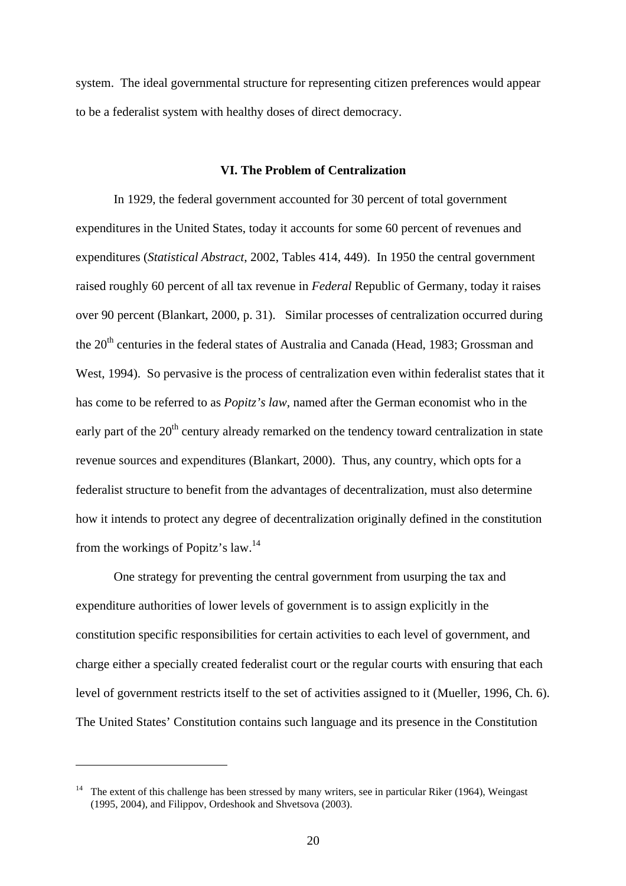system. The ideal governmental structure for representing citizen preferences would appear to be a federalist system with healthy doses of direct democracy.

### VI. The Problem of Centralization

In 1929, the federal government accounted for 30 percent of total government expenditures in the United States, today it accounts for some 60 percent of revenues and expenditures (*Statistical Abstract*, 2002, Tables 414, 449). In 1950 the central government raised roughly 60 percent of all tax revenue in *Federal* Republic of Germany, today it raises over 90 percent (Blankart, 2000, p. 31). Similar processes of centralization occurred during the 20th centuries in the federal states of Australia and Canada (Head, 1983; Grossman and West, 1994). So pervasive is the process of centralization even within federalist states that it has come to be referred to as *Popitz's law*, named after the German economist who in the early part of the 20th century already remarked on the tendency toward centralization in state revenue sources and expenditures (Blankart, 2000). Thus, any country, which opts for a federalist structure to benefit from the advantages of decentralization, must also determine how it intends to protect any degree of decentralization originally defined in the constitution from the workings of Popitz's law.[14]

One strategy for preventing the central government from usurping the tax and expenditure authorities of lower levels of government is to assign explicitly in the constitution specific responsibilities for certain activities to each level of government, and charge either a specially created federalist court or the regular courts with ensuring that each level of government restricts itself to the set of activities assigned to it (Mueller, 1996, Ch. 6). The United States' Constitution contains such language and its presence in the Constitution

---

[14] The extent of this challenge has been stressed by many writers, see in particular Riker (1964), Weingast (1995, 2004), and Filippov, Ordeshook and Shvetsova (2003).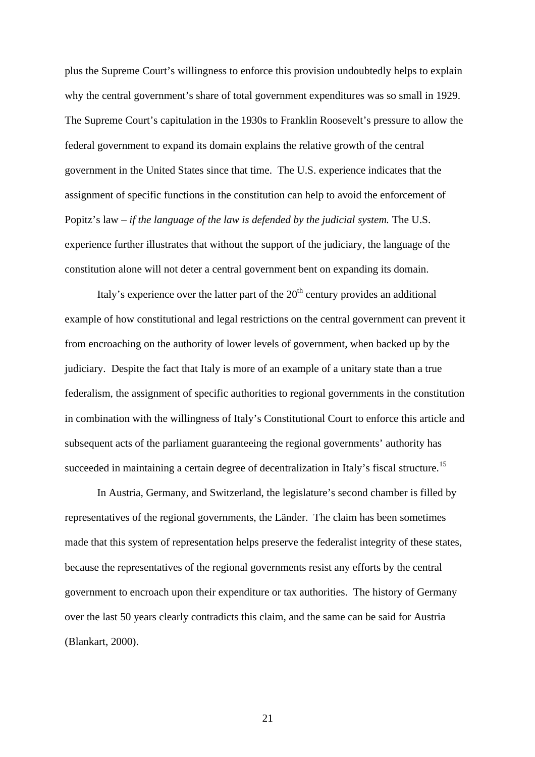plus the Supreme Court's willingness to enforce this provision undoubtedly helps to explain why the central government's share of total government expenditures was so small in 1929. The Supreme Court's capitulation in the 1930s to Franklin Roosevelt's pressure to allow the federal government to expand its domain explains the relative growth of the central government in the United States since that time. The U.S. experience indicates that the assignment of specific functions in the constitution can help to avoid the enforcement of Popitz's law – *if the language of the law is defended by the judicial system.* The U.S. experience further illustrates that without the support of the judiciary, the language of the constitution alone will not deter a central government bent on expanding its domain.

Italy's experience over the latter part of the 20th century provides an additional example of how constitutional and legal restrictions on the central government can prevent it from encroaching on the authority of lower levels of government, when backed up by the judiciary. Despite the fact that Italy is more of an example of a unitary state than a true federalism, the assignment of specific authorities to regional governments in the constitution in combination with the willingness of Italy's Constitutional Court to enforce this article and subsequent acts of the parliament guaranteeing the regional governments' authority has succeeded in maintaining a certain degree of decentralization in Italy's fiscal structure.[15]

In Austria, Germany, and Switzerland, the legislature's second chamber is filled by representatives of the regional governments, the Länder. The claim has been sometimes made that this system of representation helps preserve the federalist integrity of these states, because the representatives of the regional governments resist any efforts by the central government to encroach upon their expenditure or tax authorities. The history of Germany over the last 50 years clearly contradicts this claim, and the same can be said for Austria (Blankart, 2000).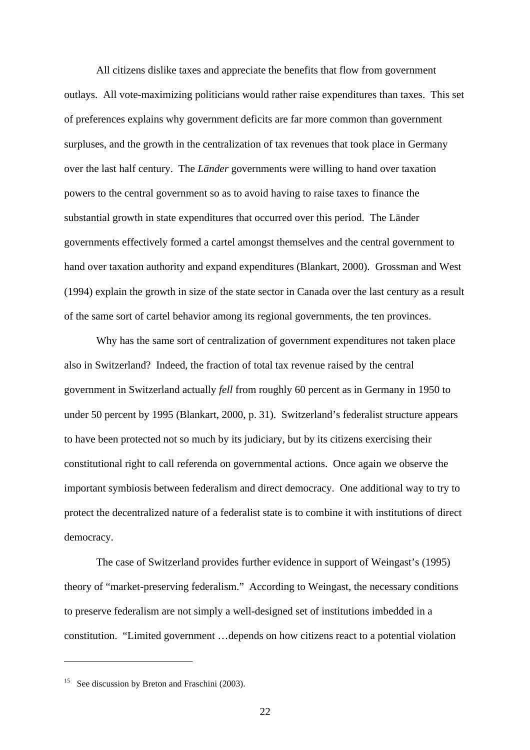All citizens dislike taxes and appreciate the benefits that flow from government outlays. All vote-maximizing politicians would rather raise expenditures than taxes. This set of preferences explains why government deficits are far more common than government surpluses, and the growth in the centralization of tax revenues that took place in Germany over the last half century. The *Länder* governments were willing to hand over taxation powers to the central government so as to avoid having to raise taxes to finance the substantial growth in state expenditures that occurred over this period. The Länder governments effectively formed a cartel amongst themselves and the central government to hand over taxation authority and expand expenditures (Blankart, 2000). Grossman and West (1994) explain the growth in size of the state sector in Canada over the last century as a result of the same sort of cartel behavior among its regional governments, the ten provinces.

Why has the same sort of centralization of government expenditures not taken place also in Switzerland? Indeed, the fraction of total tax revenue raised by the central government in Switzerland actually *fell* from roughly 60 percent as in Germany in 1950 to under 50 percent by 1995 (Blankart, 2000, p. 31). Switzerland's federalist structure appears to have been protected not so much by its judiciary, but by its citizens exercising their constitutional right to call referenda on governmental actions. Once again we observe the important symbiosis between federalism and direct democracy. One additional way to try to protect the decentralized nature of a federalist state is to combine it with institutions of direct democracy.

The case of Switzerland provides further evidence in support of Weingast's (1995) theory of "market-preserving federalism." According to Weingast, the necessary conditions to preserve federalism are not simply a well-designed set of institutions imbedded in a constitution. "Limited government …depends on how citizens react to a potential violation

---

[15] See discussion by Breton and Fraschini (2003).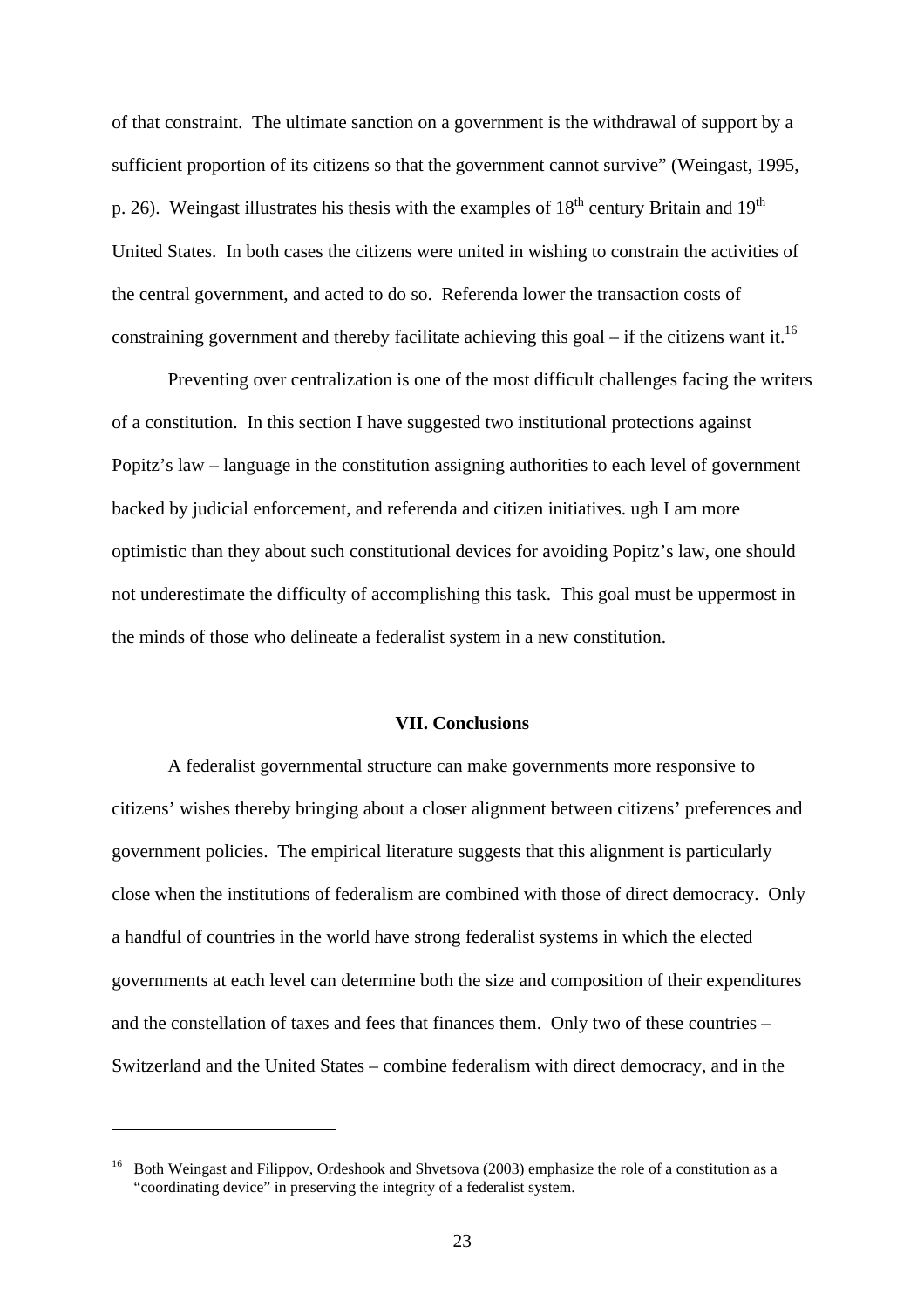of that constraint. The ultimate sanction on a government is the withdrawal of support by a sufficient proportion of its citizens so that the government cannot survive" (Weingast, 1995, p. 26). Weingast illustrates his thesis with the examples of 18th century Britain and 19th United States. In both cases the citizens were united in wishing to constrain the activities of the central government, and acted to do so. Referenda lower the transaction costs of constraining government and thereby facilitate achieving this goal – if the citizens want it.[16]

Preventing over centralization is one of the most difficult challenges facing the writers of a constitution. In this section I have suggested two institutional protections against Popitz's law – language in the constitution assigning authorities to each level of government backed by judicial enforcement, and referenda and citizen initiatives. ugh I am more optimistic than they about such constitutional devices for avoiding Popitz's law, one should not underestimate the difficulty of accomplishing this task. This goal must be uppermost in the minds of those who delineate a federalist system in a new constitution.

## VII. Conclusions

A federalist governmental structure can make governments more responsive to citizens' wishes thereby bringing about a closer alignment between citizens' preferences and government policies. The empirical literature suggests that this alignment is particularly close when the institutions of federalism are combined with those of direct democracy. Only a handful of countries in the world have strong federalist systems in which the elected governments at each level can determine both the size and composition of their expenditures and the constellation of taxes and fees that finances them. Only two of these countries – Switzerland and the United States – combine federalism with direct democracy, and in the

[16] Both Weingast and Filippov, Ordeshook and Shvetsova (2003) emphasize the role of a constitution as a "coordinating device" in preserving the integrity of a federalist system.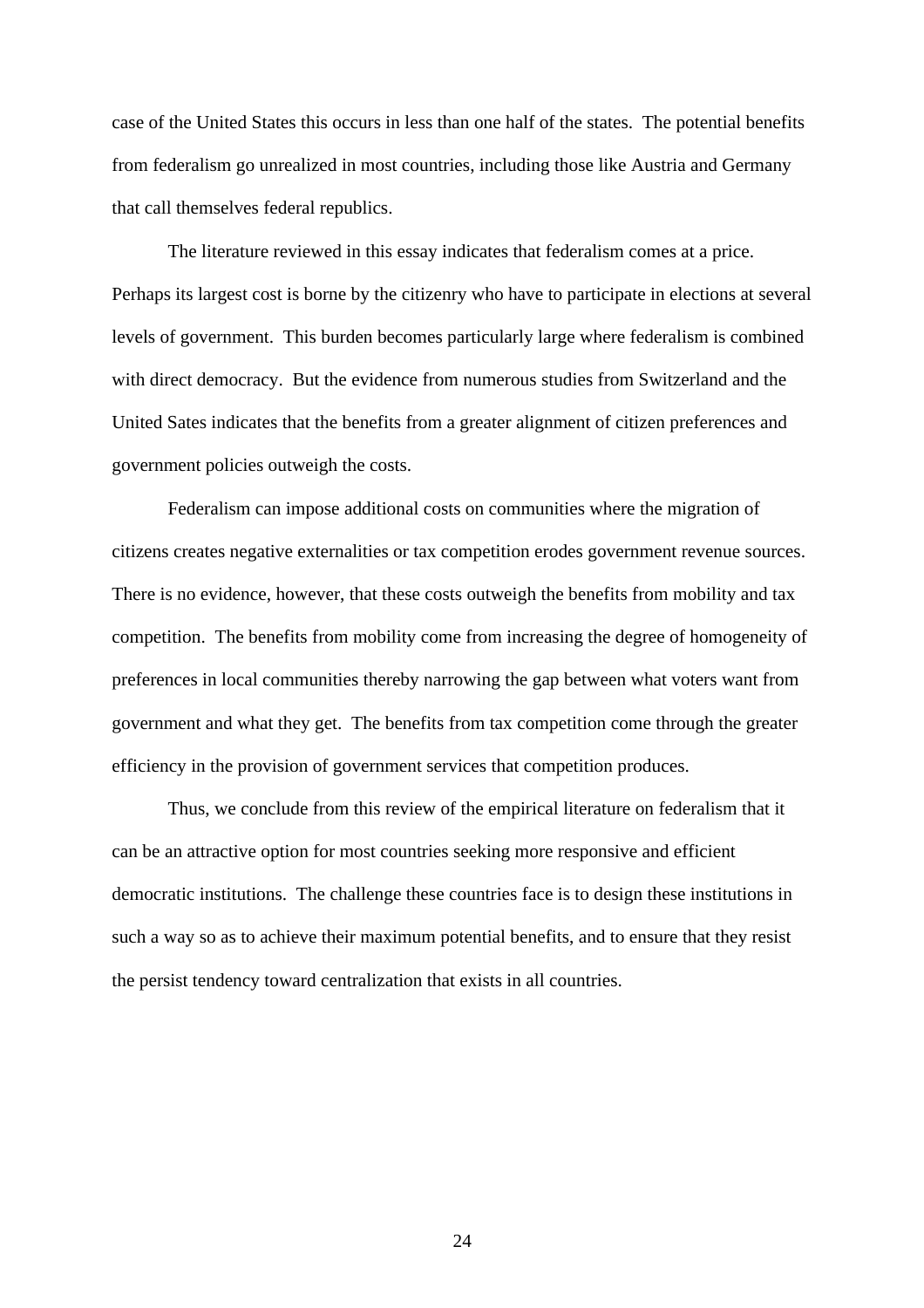case of the United States this occurs in less than one half of the states. The potential benefits from federalism go unrealized in most countries, including those like Austria and Germany that call themselves federal republics.

The literature reviewed in this essay indicates that federalism comes at a price. Perhaps its largest cost is borne by the citizenry who have to participate in elections at several levels of government. This burden becomes particularly large where federalism is combined with direct democracy. But the evidence from numerous studies from Switzerland and the United Sates indicates that the benefits from a greater alignment of citizen preferences and government policies outweigh the costs.

Federalism can impose additional costs on communities where the migration of citizens creates negative externalities or tax competition erodes government revenue sources. There is no evidence, however, that these costs outweigh the benefits from mobility and tax competition. The benefits from mobility come from increasing the degree of homogeneity of preferences in local communities thereby narrowing the gap between what voters want from government and what they get. The benefits from tax competition come through the greater efficiency in the provision of government services that competition produces.

Thus, we conclude from this review of the empirical literature on federalism that it can be an attractive option for most countries seeking more responsive and efficient democratic institutions. The challenge these countries face is to design these institutions in such a way so as to achieve their maximum potential benefits, and to ensure that they resist the persist tendency toward centralization that exists in all countries.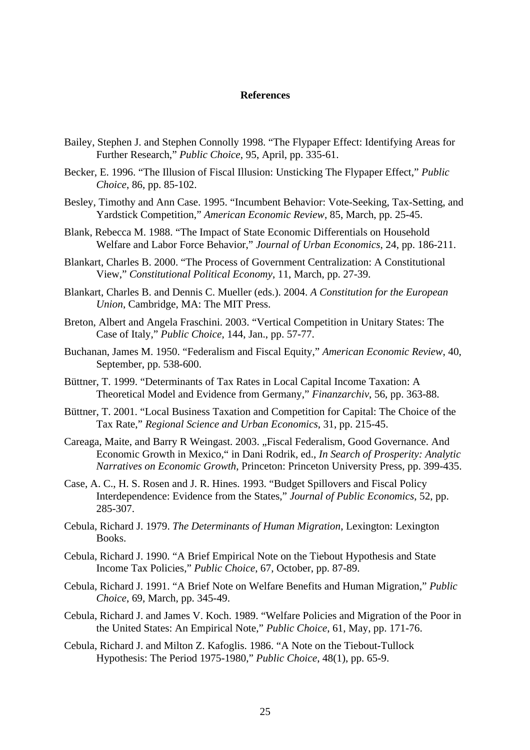## References

Bailey, Stephen J. and Stephen Connolly 1998. "The Flypaper Effect: Identifying Areas for Further Research," *Public Choice*, 95, April, pp. 335-61.

Becker, E. 1996. "The Illusion of Fiscal Illusion: Unsticking The Flypaper Effect," *Public Choice*, 86, pp. 85-102.

Besley, Timothy and Ann Case. 1995. "Incumbent Behavior: Vote-Seeking, Tax-Setting, and Yardstick Competition," *American Economic Review*, 85, March, pp. 25-45.

Blank, Rebecca M. 1988. "The Impact of State Economic Differentials on Household Welfare and Labor Force Behavior," *Journal of Urban Economics*, 24, pp. 186-211.

Blankart, Charles B. 2000. "The Process of Government Centralization: A Constitutional View," *Constitutional Political Economy*, 11, March, pp. 27-39.

Blankart, Charles B. and Dennis C. Mueller (eds.). 2004. *A Constitution for the European Union*, Cambridge, MA: The MIT Press.

Breton, Albert and Angela Fraschini. 2003. "Vertical Competition in Unitary States: The Case of Italy," *Public Choice*, 144, Jan., pp. 57-77.

Buchanan, James M. 1950. "Federalism and Fiscal Equity," *American Economic Review*, 40, September, pp. 538-600.

Büttner, T. 1999. "Determinants of Tax Rates in Local Capital Income Taxation: A Theoretical Model and Evidence from Germany," *Finanzarchiv*, 56, pp. 363-88.

Büttner, T. 2001. "Local Business Taxation and Competition for Capital: The Choice of the Tax Rate," *Regional Science and Urban Economics*, 31, pp. 215-45.

Careaga, Maite, and Barry R Weingast. 2003. „Fiscal Federalism, Good Governance. And Economic Growth in Mexico," in Dani Rodrik, ed., *In Search of Prosperity: Analytic Narratives on Economic Growth*, Princeton: Princeton University Press, pp. 399-435.

Case, A. C., H. S. Rosen and J. R. Hines. 1993. "Budget Spillovers and Fiscal Policy Interdependence: Evidence from the States," *Journal of Public Economics*, 52, pp. 285-307.

Cebula, Richard J. 1979. *The Determinants of Human Migration*, Lexington: Lexington Books.

Cebula, Richard J. 1990. "A Brief Empirical Note on the Tiebout Hypothesis and State Income Tax Policies," *Public Choice*, 67, October, pp. 87-89.

Cebula, Richard J. 1991. "A Brief Note on Welfare Benefits and Human Migration," *Public Choice*, 69, March, pp. 345-49.

Cebula, Richard J. and James V. Koch. 1989. "Welfare Policies and Migration of the Poor in the United States: An Empirical Note," *Public Choice*, 61, May, pp. 171-76.

Cebula, Richard J. and Milton Z. Kafoglis. 1986. "A Note on the Tiebout-Tullock Hypothesis: The Period 1975-1980," *Public Choice*, 48(1), pp. 65-9.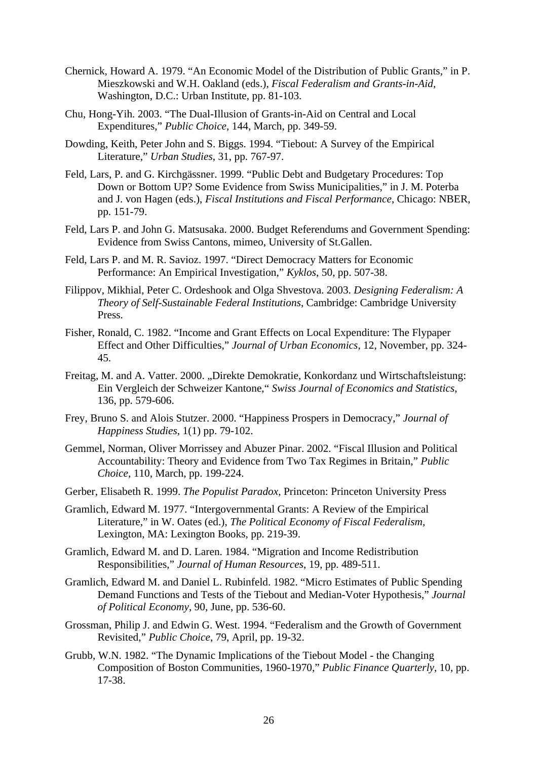Chernick, Howard A. 1979. "An Economic Model of the Distribution of Public Grants," in P. Mieszkowski and W.H. Oakland (eds.), *Fiscal Federalism and Grants-in-Aid*, Washington, D.C.: Urban Institute, pp. 81-103.

Chu, Hong-Yih. 2003. "The Dual-Illusion of Grants-in-Aid on Central and Local Expenditures," *Public Choice*, 144, March, pp. 349-59.

Dowding, Keith, Peter John and S. Biggs. 1994. "Tiebout: A Survey of the Empirical Literature," *Urban Studies*, 31, pp. 767-97.

Feld, Lars, P. and G. Kirchgässner. 1999. "Public Debt and Budgetary Procedures: Top Down or Bottom UP? Some Evidence from Swiss Municipalities," in J. M. Poterba and J. von Hagen (eds.), *Fiscal Institutions and Fiscal Performance*, Chicago: NBER, pp. 151-79.

Feld, Lars P. and John G. Matsusaka. 2000. Budget Referendums and Government Spending: Evidence from Swiss Cantons, mimeo, University of St.Gallen.

Feld, Lars P. and M. R. Savioz. 1997. "Direct Democracy Matters for Economic Performance: An Empirical Investigation," *Kyklos*, 50, pp. 507-38.

Filippov, Mikhial, Peter C. Ordeshook and Olga Shvestova. 2003. *Designing Federalism: A Theory of Self-Sustainable Federal Institutions*, Cambridge: Cambridge University Press.

Fisher, Ronald, C. 1982. "Income and Grant Effects on Local Expenditure: The Flypaper Effect and Other Difficulties," *Journal of Urban Economics*, 12, November, pp. 324-45.

Freitag, M. and A. Vatter. 2000. „Direkte Demokratie, Konkordanz und Wirtschaftsleistung: Ein Vergleich der Schweizer Kantone," *Swiss Journal of Economics and Statistics*, 136, pp. 579-606.

Frey, Bruno S. and Alois Stutzer. 2000. "Happiness Prospers in Democracy," *Journal of Happiness Studies*, 1(1) pp. 79-102.

Gemmel, Norman, Oliver Morrissey and Abuzer Pinar. 2002. "Fiscal Illusion and Political Accountability: Theory and Evidence from Two Tax Regimes in Britain," *Public Choice*, 110, March, pp. 199-224.

Gerber, Elisabeth R. 1999. *The Populist Paradox*, Princeton: Princeton University Press

Gramlich, Edward M. 1977. "Intergovernmental Grants: A Review of the Empirical Literature," in W. Oates (ed.), *The Political Economy of Fiscal Federalism*, Lexington, MA: Lexington Books, pp. 219-39.

Gramlich, Edward M. and D. Laren. 1984. "Migration and Income Redistribution Responsibilities," *Journal of Human Resources*, 19, pp. 489-511.

Gramlich, Edward M. and Daniel L. Rubinfeld. 1982. "Micro Estimates of Public Spending Demand Functions and Tests of the Tiebout and Median-Voter Hypothesis," *Journal of Political Economy*, 90, June, pp. 536-60.

Grossman, Philip J. and Edwin G. West. 1994. "Federalism and the Growth of Government Revisited," *Public Choice*, 79, April, pp. 19-32.

Grubb, W.N. 1982. "The Dynamic Implications of the Tiebout Model - the Changing Composition of Boston Communities, 1960-1970," *Public Finance Quarterly*, 10, pp. 17-38.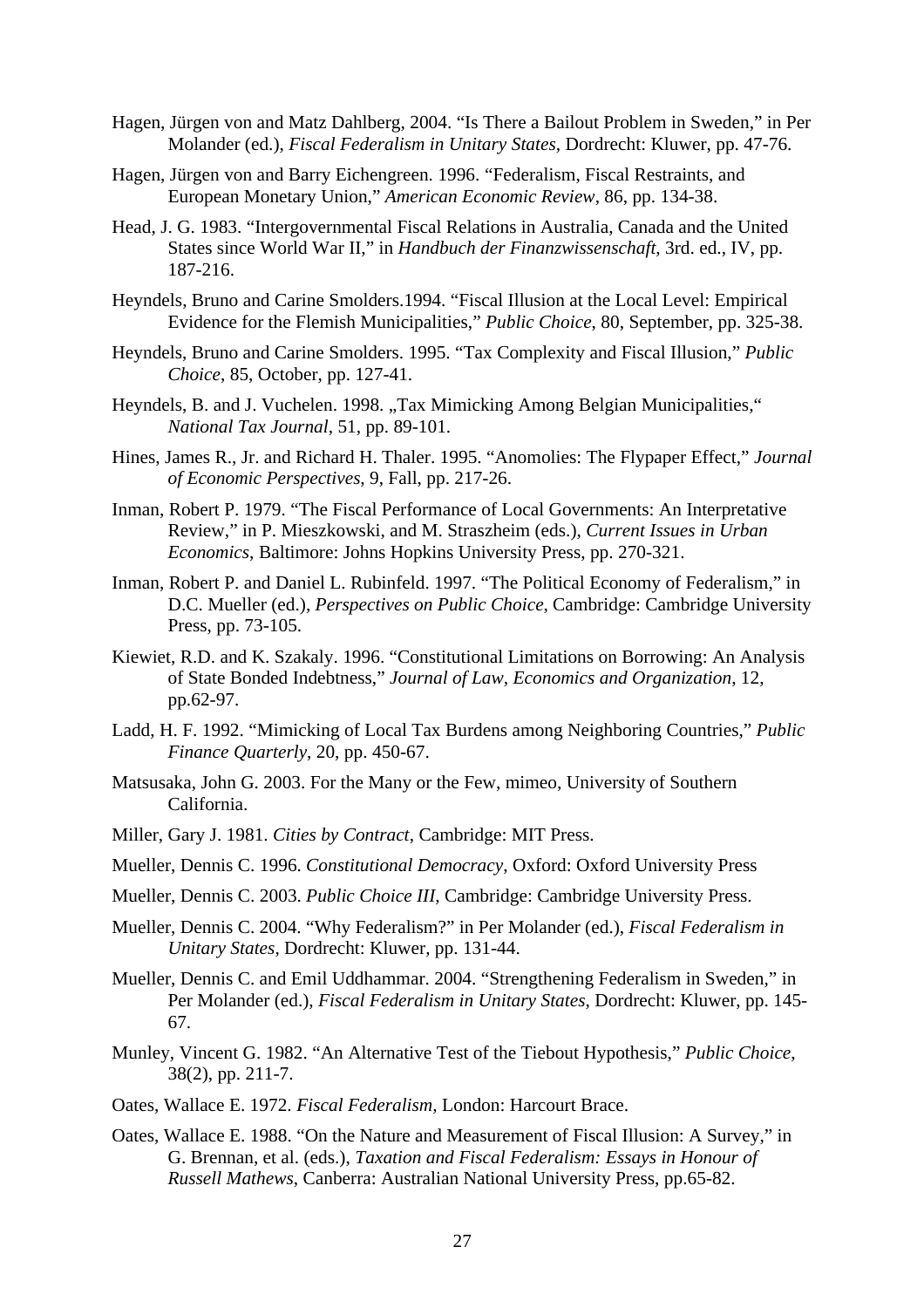Hagen, Jürgen von and Matz Dahlberg, 2004. “Is There a Bailout Problem in Sweden,” in Per Molander (ed.), *Fiscal Federalism in Unitary States*, Dordrecht: Kluwer, pp. 47-76.

Hagen, Jürgen von and Barry Eichengreen. 1996. “Federalism, Fiscal Restraints, and European Monetary Union,” *American Economic Review*, 86, pp. 134-38.

Head, J. G. 1983. “Intergovernmental Fiscal Relations in Australia, Canada and the United States since World War II,” in *Handbuch der Finanzwissenschaft*, 3rd. ed., IV, pp. 187-216.

Heyndels, Bruno and Carine Smolders.1994. “Fiscal Illusion at the Local Level: Empirical Evidence for the Flemish Municipalities,” *Public Choice*, 80, September, pp. 325-38.

Heyndels, Bruno and Carine Smolders. 1995. “Tax Complexity and Fiscal Illusion,” *Public Choice*, 85, October, pp. 127-41.

Heyndels, B. and J. Vuchelen. 1998. „Tax Mimicking Among Belgian Municipalities,“ *National Tax Journal*, 51, pp. 89-101.

Hines, James R., Jr. and Richard H. Thaler. 1995. “Anomolies: The Flypaper Effect,” *Journal of Economic Perspectives*, 9, Fall, pp. 217-26.

Inman, Robert P. 1979. “The Fiscal Performance of Local Governments: An Interpretative Review,” in P. Mieszkowski, and M. Straszheim (eds.), *Current Issues in Urban Economics*, Baltimore: Johns Hopkins University Press, pp. 270-321.

Inman, Robert P. and Daniel L. Rubinfeld. 1997. “The Political Economy of Federalism,” in D.C. Mueller (ed.), *Perspectives on Public Choice*, Cambridge: Cambridge University Press, pp. 73-105.

Kiewiet, R.D. and K. Szakaly. 1996. “Constitutional Limitations on Borrowing: An Analysis of State Bonded Indebtness,” *Journal of Law, Economics and Organization*, 12, pp.62-97.

Ladd, H. F. 1992. “Mimicking of Local Tax Burdens among Neighboring Countries,” *Public Finance Quarterly*, 20, pp. 450-67.

Matsusaka, John G. 2003. For the Many or the Few, mimeo, University of Southern California.

Miller, Gary J. 1981. *Cities by Contract*, Cambridge: MIT Press.

Mueller, Dennis C. 1996. *Constitutional Democracy*, Oxford: Oxford University Press

Mueller, Dennis C. 2003. *Public Choice III*, Cambridge: Cambridge University Press.

Mueller, Dennis C. 2004. “Why Federalism?” in Per Molander (ed.), *Fiscal Federalism in Unitary States*, Dordrecht: Kluwer, pp. 131-44.

Mueller, Dennis C. and Emil Uddhammar. 2004. “Strengthening Federalism in Sweden,” in Per Molander (ed.), *Fiscal Federalism in Unitary States*, Dordrecht: Kluwer, pp. 145-67.

Munley, Vincent G. 1982. “An Alternative Test of the Tiebout Hypothesis,” *Public Choice*, 38(2), pp. 211-7.

Oates, Wallace E. 1972. *Fiscal Federalism*, London: Harcourt Brace.

Oates, Wallace E. 1988. “On the Nature and Measurement of Fiscal Illusion: A Survey,” in G. Brennan, et al. (eds.), *Taxation and Fiscal Federalism: Essays in Honour of Russell Mathews*, Canberra: Australian National University Press, pp.65-82.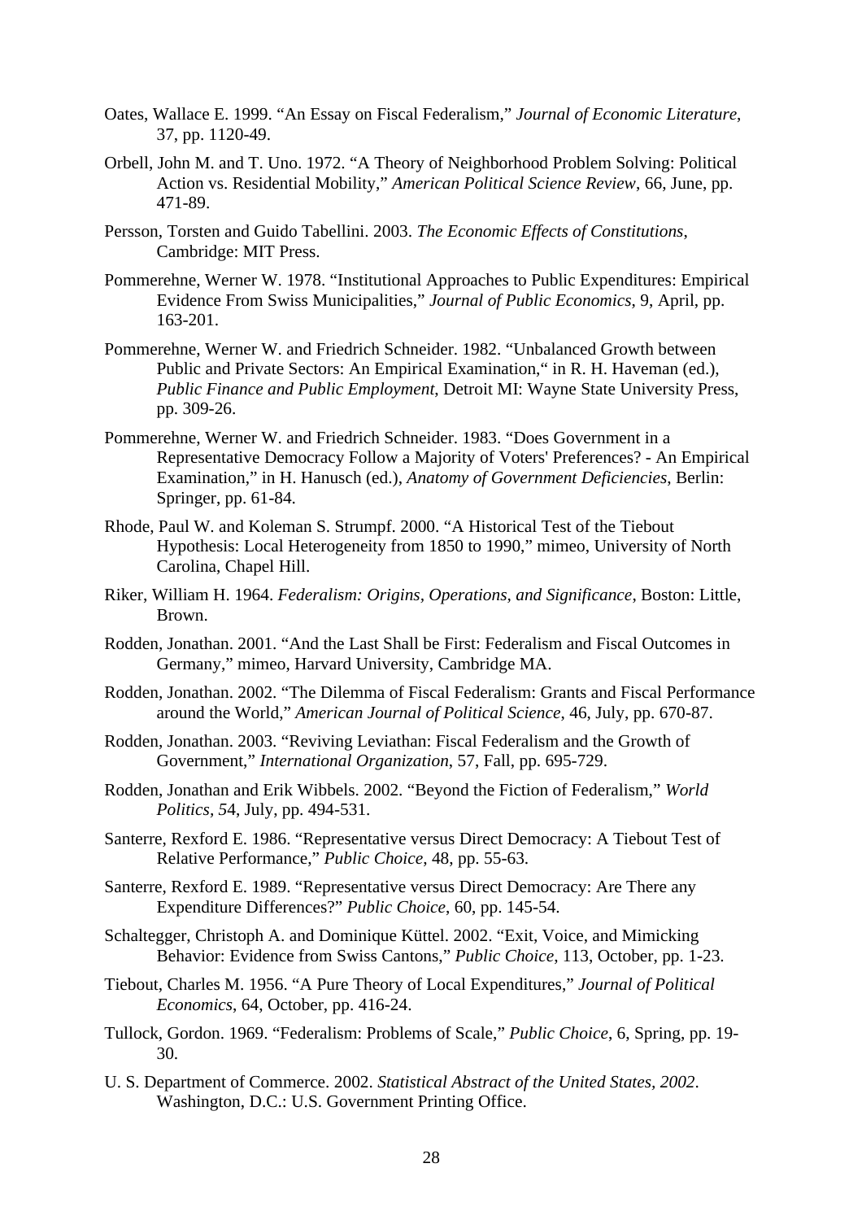Oates, Wallace E. 1999. “An Essay on Fiscal Federalism,” *Journal of Economic Literature*, 37, pp. 1120-49.

Orbell, John M. and T. Uno. 1972. “A Theory of Neighborhood Problem Solving: Political Action vs. Residential Mobility,” *American Political Science Review*, 66, June, pp. 471-89.

Persson, Torsten and Guido Tabellini. 2003. *The Economic Effects of Constitutions*, Cambridge: MIT Press.

Pommerehne, Werner W. 1978. “Institutional Approaches to Public Expenditures: Empirical Evidence From Swiss Municipalities,” *Journal of Public Economics*, 9, April, pp. 163-201.

Pommerehne, Werner W. and Friedrich Schneider. 1982. “Unbalanced Growth between Public and Private Sectors: An Empirical Examination,“ in R. H. Haveman (ed.), *Public Finance and Public Employment*, Detroit MI: Wayne State University Press, pp. 309-26.

Pommerehne, Werner W. and Friedrich Schneider. 1983. “Does Government in a Representative Democracy Follow a Majority of Voters' Preferences? - An Empirical Examination,” in H. Hanusch (ed.), *Anatomy of Government Deficiencies*, Berlin: Springer, pp. 61-84.

Rhode, Paul W. and Koleman S. Strumpf. 2000. “A Historical Test of the Tiebout Hypothesis: Local Heterogeneity from 1850 to 1990,” mimeo, University of North Carolina, Chapel Hill.

Riker, William H. 1964. *Federalism: Origins, Operations, and Significance*, Boston: Little, Brown.

Rodden, Jonathan. 2001. “And the Last Shall be First: Federalism and Fiscal Outcomes in Germany,” mimeo, Harvard University, Cambridge MA.

Rodden, Jonathan. 2002. “The Dilemma of Fiscal Federalism: Grants and Fiscal Performance around the World,” *American Journal of Political Science*, 46, July, pp. 670-87.

Rodden, Jonathan. 2003. “Reviving Leviathan: Fiscal Federalism and the Growth of Government,” *International Organization*, 57, Fall, pp. 695-729.

Rodden, Jonathan and Erik Wibbels. 2002. “Beyond the Fiction of Federalism,” *World Politics, 5*4, July, pp. 494-531.

Santerre, Rexford E. 1986. “Representative versus Direct Democracy: A Tiebout Test of Relative Performance,” *Public Choice*, 48, pp. 55-63.

Santerre, Rexford E. 1989. “Representative versus Direct Democracy: Are There any Expenditure Differences?” *Public Choice*, 60, pp. 145-54.

Schaltegger, Christoph A. and Dominique Küttel. 2002. “Exit, Voice, and Mimicking Behavior: Evidence from Swiss Cantons,” *Public Choice*, 113, October, pp. 1-23.

Tiebout, Charles M. 1956. “A Pure Theory of Local Expenditures,” *Journal of Political Economics*, 64, October, pp. 416-24.

Tullock, Gordon. 1969. “Federalism: Problems of Scale,” *Public Choice*, 6, Spring, pp. 19-30.

U. S. Department of Commerce. 2002. *Statistical Abstract of the United States, 2002*. Washington, D.C.: U.S. Government Printing Office.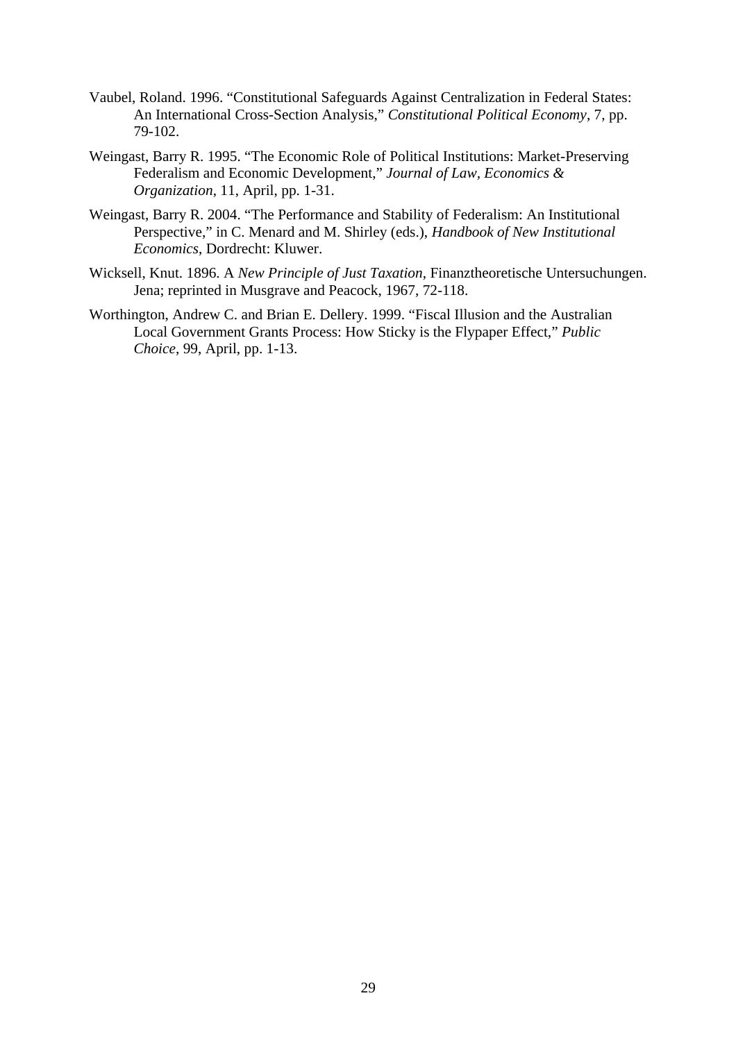Vaubel, Roland. 1996. "Constitutional Safeguards Against Centralization in Federal States: An International Cross-Section Analysis," *Constitutional Political Economy*, 7, pp. 79-102.

Weingast, Barry R. 1995. "The Economic Role of Political Institutions: Market-Preserving Federalism and Economic Development," *Journal of Law, Economics & Organization*, 11, April, pp. 1-31.

Weingast, Barry R. 2004. "The Performance and Stability of Federalism: An Institutional Perspective," in C. Menard and M. Shirley (eds.), *Handbook of New Institutional Economics*, Dordrecht: Kluwer.

Wicksell, Knut. 1896. A *New Principle of Just Taxation*, Finanztheoretische Untersuchungen. Jena; reprinted in Musgrave and Peacock, 1967, 72-118.

Worthington, Andrew C. and Brian E. Dellery. 1999. "Fiscal Illusion and the Australian Local Government Grants Process: How Sticky is the Flypaper Effect," *Public Choice*, 99, April, pp. 1-13.